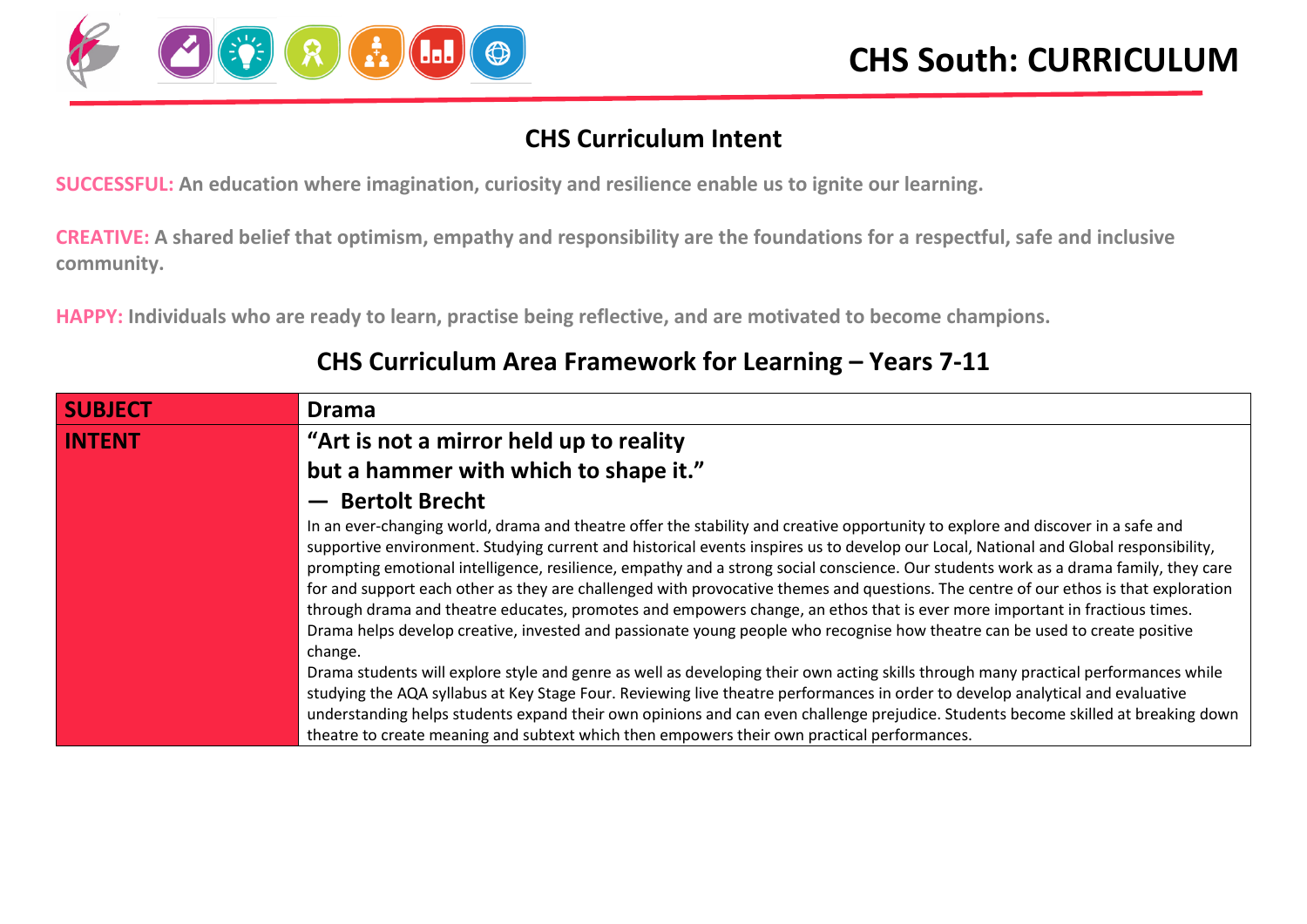# CHS South: CURRICULUM

## CHS Curriculum Intent

**SUCCESSFUL:** **An education where imagination, curiosity and resilience enable us to ignite our learning.**

**CREATIVE:** **A shared belief that optimism, empathy and responsibility are the foundations for a respectful, safe and inclusive community.**

**HAPPY:** **Individuals who are ready to learn, practise being reflective, and are motivated to become champions.**

## CHS Curriculum Area Framework for Learning – Years 7-11

| **SUBJECT** | **Drama** |
|---|---|
| **INTENT** | **“Art is not a mirror held up to reality but a hammer with which to shape it.” — Bertolt Brecht** <br> In an ever-changing world, drama and theatre offer the stability and creative opportunity to explore and discover in a safe and supportive environment. Studying current and historical events inspires us to develop our Local, National and Global responsibility, prompting emotional intelligence, resilience, empathy and a strong social conscience. Our students work as a drama family, they care for and support each other as they are challenged with provocative themes and questions. The centre of our ethos is that exploration through drama and theatre educates, promotes and empowers change, an ethos that is ever more important in fractious times. Drama helps develop creative, invested and passionate young people who recognise how theatre can be used to create positive change. <br> Drama students will explore style and genre as well as developing their own acting skills through many practical performances while studying the AQA syllabus at Key Stage Four. Reviewing live theatre performances in order to develop analytical and evaluative understanding helps students expand their own opinions and can even challenge prejudice. Students become skilled at breaking down theatre to create meaning and subtext which then empowers their own practical performances. |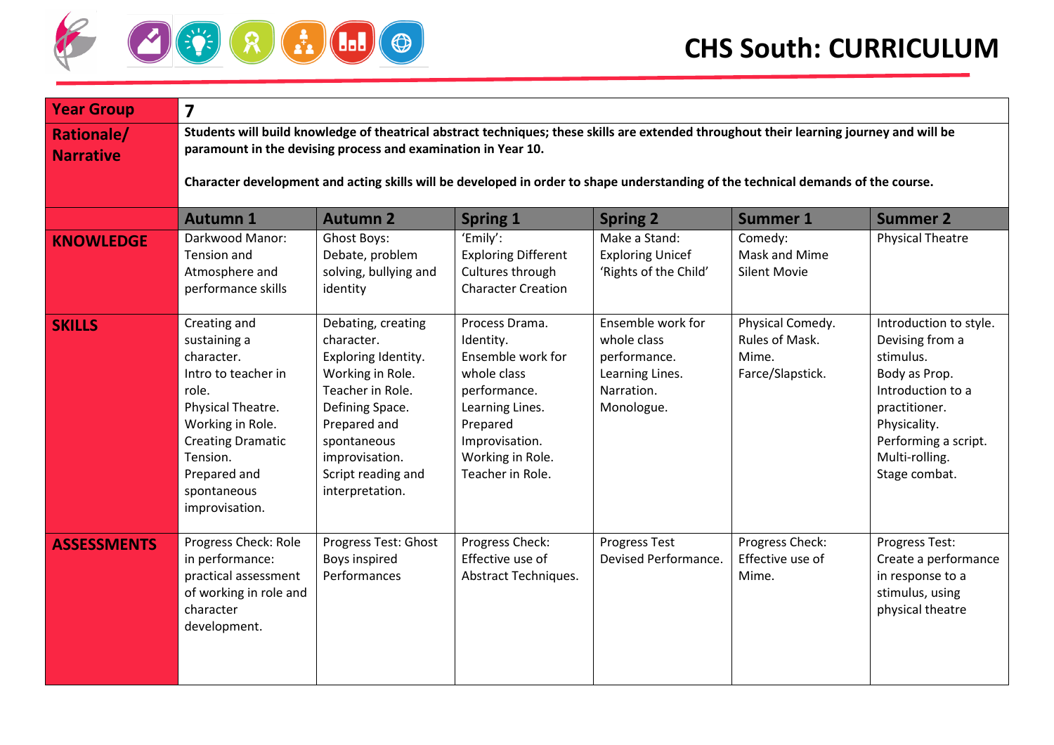# CHS South: CURRICULUM

| Year Group | 7 | | | | | |
|---|---|---|---|---|---|---|
| Rationale/ Narrative | **Students will build knowledge of theatrical abstract techniques; these skills are extended throughout their learning journey and will be paramount in the devising process and examination in Year 10.** <br><br> **Character development and acting skills will be developed in order to shape understanding of the technical demands of the course.** | | | | | |
| | **Autumn 1** | **Autumn 2** | **Spring 1** | **Spring 2** | **Summer 1** | **Summer 2** |
| **KNOWLEDGE** | Darkwood Manor: Tension and Atmosphere and performance skills | Ghost Boys: Debate, problem solving, bullying and identity | 'Emily': Exploring Different Cultures through Character Creation | Make a Stand: Exploring Unicef 'Rights of the Child' | Comedy: Mask and Mime Silent Movie | Physical Theatre |
| **SKILLS** | Creating and sustaining a character. Intro to teacher in role. Physical Theatre. Working in Role. Creating Dramatic Tension. Prepared and spontaneous improvisation. | Debating, creating character. Exploring Identity. Working in Role. Teacher in Role. Defining Space. Prepared and spontaneous improvisation. Script reading and interpretation. | Process Drama. Identity. Ensemble work for whole class performance. Learning Lines. Prepared Improvisation. Working in Role. Teacher in Role. | Ensemble work for whole class performance. Learning Lines. Narration. Monologue. | Physical Comedy. Rules of Mask. Mime. Farce/Slapstick. | Introduction to style. Devising from a stimulus. Body as Prop. Introduction to a practitioner. Physicality. Performing a script. Multi-rolling. Stage combat. |
| **ASSESSMENTS** | Progress Check: Role in performance: practical assessment of working in role and character development. | Progress Test: Ghost Boys inspired Performances | Progress Check: Effective use of Abstract Techniques. | Progress Test Devised Performance. | Progress Check: Effective use of Mime. | Progress Test: Create a performance in response to a stimulus, using physical theatre |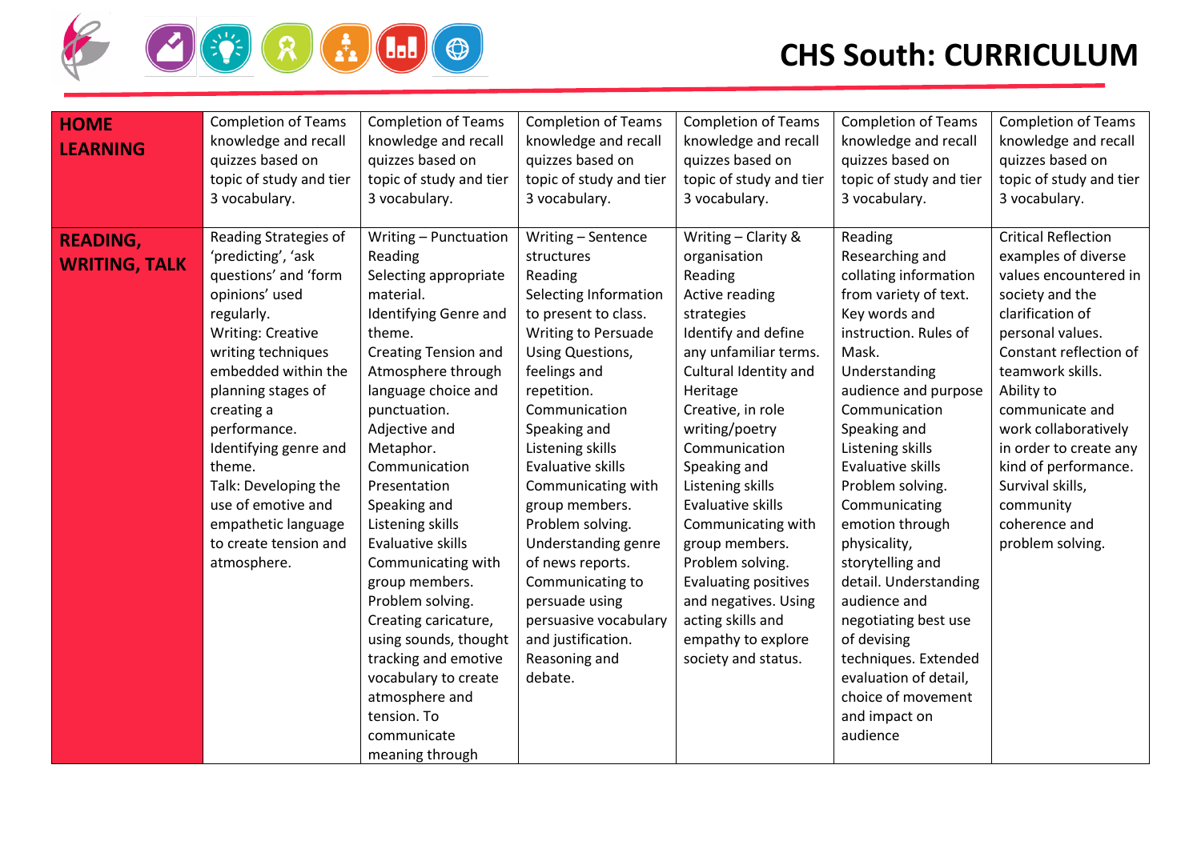# CHS South: CURRICULUM

| | | | | | | |
|---|---|---|---|---|---|---|
| **HOME LEARNING** | Completion of Teams knowledge and recall quizzes based on topic of study and tier 3 vocabulary. | Completion of Teams knowledge and recall quizzes based on topic of study and tier 3 vocabulary. | Completion of Teams knowledge and recall quizzes based on topic of study and tier 3 vocabulary. | Completion of Teams knowledge and recall quizzes based on topic of study and tier 3 vocabulary. | Completion of Teams knowledge and recall quizzes based on topic of study and tier 3 vocabulary. | Completion of Teams knowledge and recall quizzes based on topic of study and tier 3 vocabulary. |
| **READING, WRITING, TALK** | Reading Strategies of 'predicting', 'ask questions' and 'form opinions' used regularly. Writing: Creative writing techniques embedded within the planning stages of creating a performance. Identifying genre and theme. Talk: Developing the use of emotive and empathetic language to create tension and atmosphere. | Writing – Punctuation Reading Selecting appropriate material. Identifying Genre and theme. Creating Tension and Atmosphere through language choice and punctuation. Adjective and Metaphor. Communication Presentation Speaking and Listening skills Evaluative skills Communicating with group members. Problem solving. Creating caricature, using sounds, thought tracking and emotive vocabulary to create atmosphere and tension. To communicate meaning through | Writing – Sentence structures Reading Selecting Information to present to class. Writing to Persuade Using Questions, feelings and repetition. Communication Speaking and Listening skills Evaluative skills Communicating with group members. Problem solving. Understanding genre of news reports. Communicating to persuade using persuasive vocabulary and justification. Reasoning and debate. | Writing – Clarity & organisation Reading Active reading strategies Identify and define any unfamiliar terms. Cultural Identity and Heritage Creative, in role writing/poetry Communication Speaking and Listening skills Evaluative skills Communicating with group members. Problem solving. Evaluating positives and negatives. Using acting skills and empathy to explore society and status. | Reading Researching and collating information from variety of text. Key words and instruction. Rules of Mask. Understanding audience and purpose Communication Speaking and Listening skills Evaluative skills Problem solving. Communicating emotion through physicality, storytelling and detail. Understanding audience and negotiating best use of devising techniques. Extended evaluation of detail, choice of movement and impact on audience | Critical Reflection examples of diverse values encountered in society and the clarification of personal values. Constant reflection of teamwork skills. Ability to communicate and work collaboratively in order to create any kind of performance. Survival skills, community coherence and problem solving. |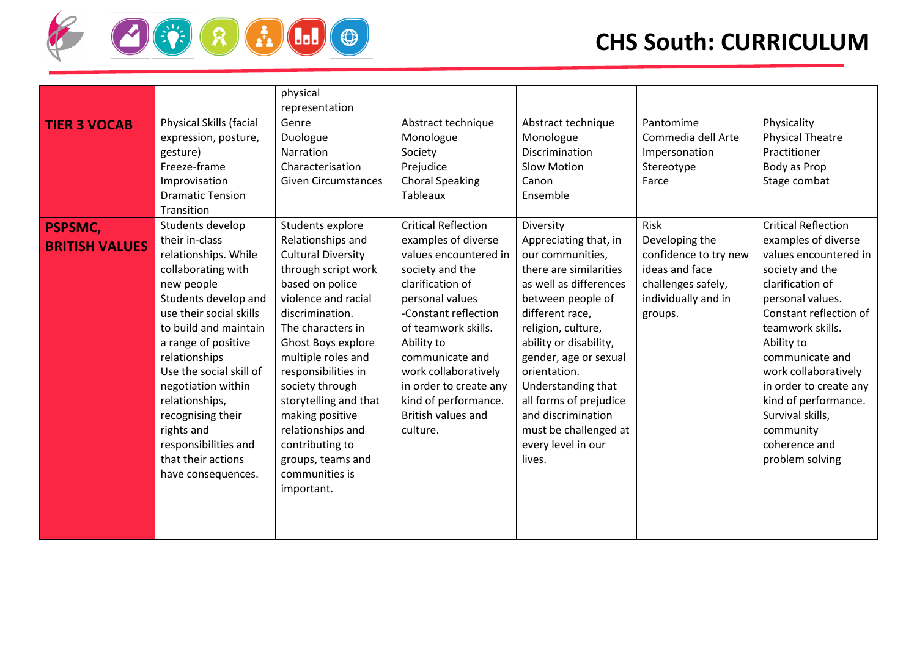| | | | | | | |
|---|---|---|---|---|---|---|
| | | physical representation | | | | |
| **TIER 3 VOCAB** | Physical Skills (facial expression, posture, gesture)<br>Freeze-frame<br>Improvisation<br>Dramatic Tension<br>Transition | Genre<br>Duologue<br>Narration<br>Characterisation<br>Given Circumstances | Abstract technique<br>Monologue<br>Society<br>Prejudice<br>Choral Speaking<br>Tableaux | Abstract technique<br>Monologue<br>Discrimination<br>Slow Motion<br>Canon<br>Ensemble | Pantomime<br>Commedia dell Arte<br>Impersonation<br>Stereotype<br>Farce | Physicality<br>Physical Theatre<br>Practitioner<br>Body as Prop<br>Stage combat |
| **PSPSMC, BRITISH VALUES** | Students develop their in-class relationships. While collaborating with new people<br>Students develop and use their social skills to build and maintain a range of positive relationships<br>Use the social skill of negotiation within relationships, recognising their rights and responsibilities and that their actions have consequences. | Students explore Relationships and Cultural Diversity through script work based on police violence and racial discrimination.<br>The characters in Ghost Boys explore multiple roles and responsibilities in society through storytelling and that making positive relationships and contributing to groups, teams and communities is important. | Critical Reflection examples of diverse values encountered in society and the clarification of personal values<br>-Constant reflection of teamwork skills.<br>Ability to communicate and work collaboratively in order to create any kind of performance.<br>British values and culture. | Diversity<br>Appreciating that, in our communities, there are similarities as well as differences between people of different race, religion, culture, ability or disability, gender, age or sexual orientation.<br>Understanding that all forms of prejudice and discrimination must be challenged at every level in our lives. | Risk<br>Developing the confidence to try new ideas and face challenges safely, individually and in groups. | Critical Reflection examples of diverse values encountered in society and the clarification of personal values.<br>Constant reflection of teamwork skills.<br>Ability to communicate and work collaboratively in order to create any kind of performance.<br>Survival skills, community coherence and problem solving |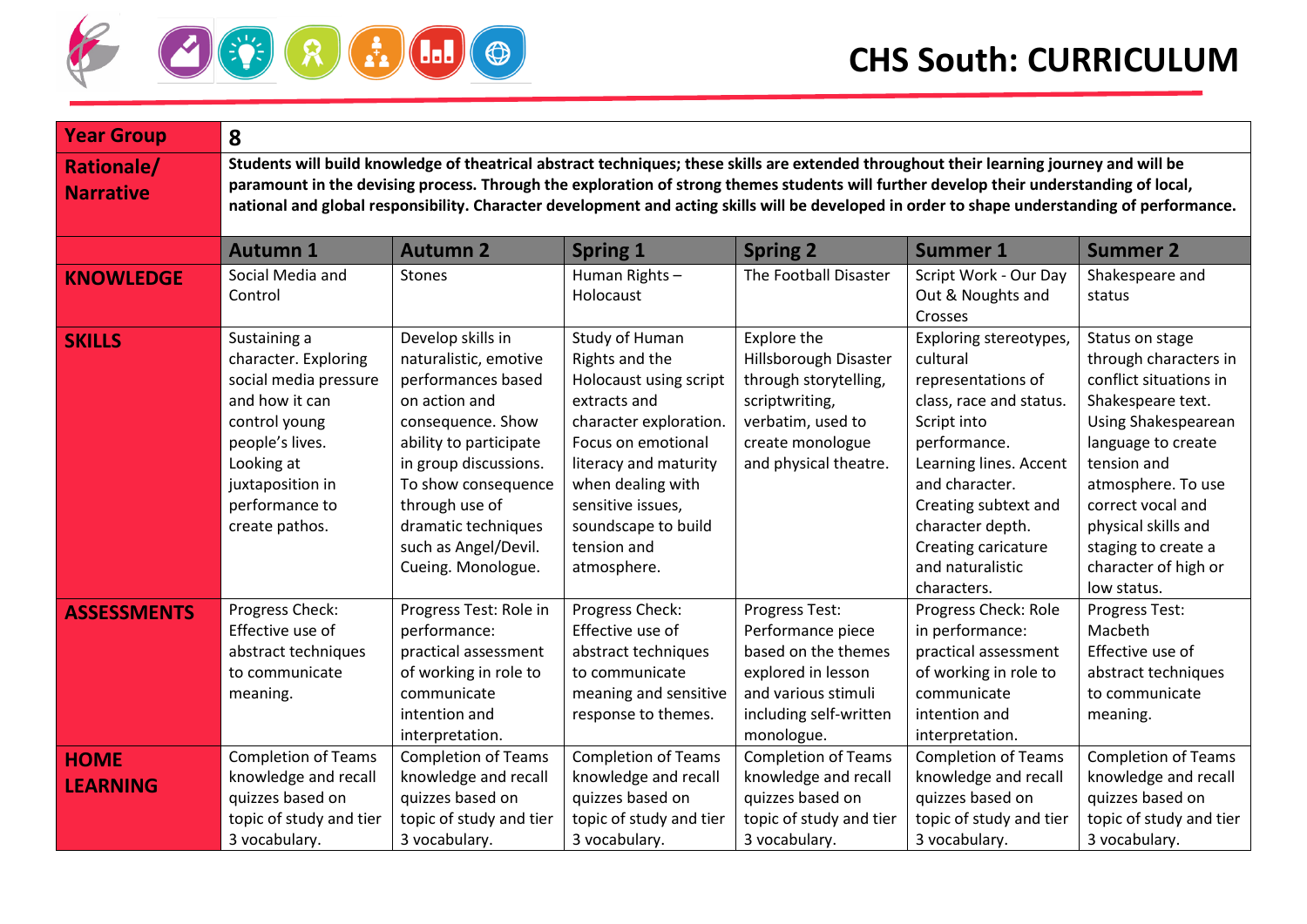# CHS South: CURRICULUM

| Year Group | 8 | | | | | |
|---|---|---|---|---|---|---|
| **Rationale/ Narrative** | **Students will build knowledge of theatrical abstract techniques; these skills are extended throughout their learning journey and will be paramount in the devising process. Through the exploration of strong themes students will further develop their understanding of local, national and global responsibility. Character development and acting skills will be developed in order to shape understanding of performance.** | | | | | |
| | **Autumn 1** | **Autumn 2** | **Spring 1** | **Spring 2** | **Summer 1** | **Summer 2** |
| **KNOWLEDGE** | Social Media and Control | Stones | Human Rights – Holocaust | The Football Disaster | Script Work - Our Day Out & Noughts and Crosses | Shakespeare and status |
| **SKILLS** | Sustaining a character. Exploring social media pressure and how it can control young people's lives. Looking at juxtaposition in performance to create pathos. | Develop skills in naturalistic, emotive performances based on action and consequence. Show ability to participate in group discussions. To show consequence through use of dramatic techniques such as Angel/Devil. Cueing. Monologue. | Study of Human Rights and the Holocaust using script extracts and character exploration. Focus on emotional literacy and maturity when dealing with sensitive issues, soundscape to build tension and atmosphere. | Explore the Hillsborough Disaster through storytelling, scriptwriting, verbatim, used to create monologue and physical theatre. | Exploring stereotypes, cultural representations of class, race and status. Script into performance. Learning lines. Accent and character. Creating subtext and character depth. Creating caricature and naturalistic characters. | Status on stage through characters in conflict situations in Shakespeare text. Using Shakespearean language to create tension and atmosphere. To use correct vocal and physical skills and staging to create a character of high or low status. |
| **ASSESSMENTS** | Progress Check: Effective use of abstract techniques to communicate meaning. | Progress Test: Role in performance: practical assessment of working in role to communicate intention and interpretation. | Progress Check: Effective use of abstract techniques to communicate meaning and sensitive response to themes. | Progress Test: Performance piece based on the themes explored in lesson and various stimuli including self-written monologue. | Progress Check: Role in performance: practical assessment of working in role to communicate intention and interpretation. | Progress Test: Macbeth Effective use of abstract techniques to communicate meaning. |
| **HOME LEARNING** | Completion of Teams knowledge and recall quizzes based on topic of study and tier 3 vocabulary. | Completion of Teams knowledge and recall quizzes based on topic of study and tier 3 vocabulary. | Completion of Teams knowledge and recall quizzes based on topic of study and tier 3 vocabulary. | Completion of Teams knowledge and recall quizzes based on topic of study and tier 3 vocabulary. | Completion of Teams knowledge and recall quizzes based on topic of study and tier 3 vocabulary. | Completion of Teams knowledge and recall quizzes based on topic of study and tier 3 vocabulary. |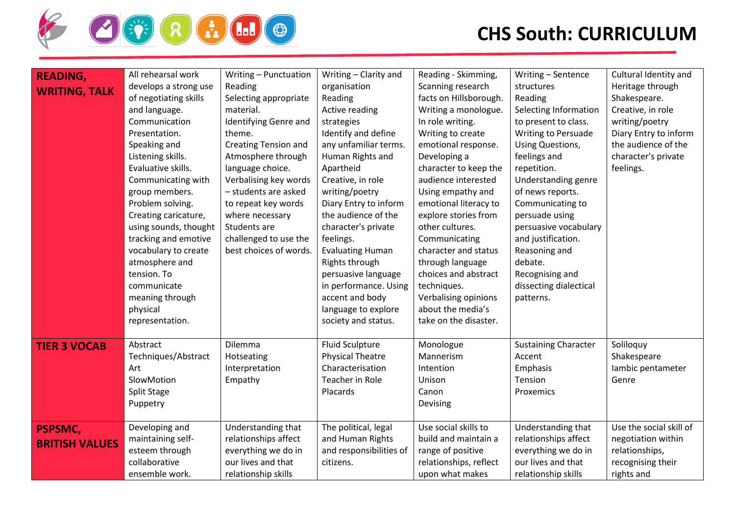# CHS South: CURRICULUM

| | | | | | | |
|---|---|---|---|---|---|---|
| **READING, WRITING, TALK** | All rehearsal work develops a strong use of negotiating skills and language. Communication Presentation. Speaking and Listening skills. Evaluative skills. Communicating with group members. Problem solving. Creating caricature, using sounds, thought tracking and emotive vocabulary to create atmosphere and tension. To communicate meaning through physical representation. | Writing – Punctuation Reading Selecting appropriate material. Identifying Genre and theme. Creating Tension and Atmosphere through language choice. Verbalising key words – students are asked to repeat key words where necessary Students are challenged to use the best choices of words. | Writing – Clarity and organisation Reading Active reading strategies Identify and define any unfamiliar terms. Human Rights and Apartheid Creative, in role writing/poetry Diary Entry to inform the audience of the character's private feelings. Evaluating Human Rights through persuasive language in performance. Using accent and body language to explore society and status. | Reading - Skimming, Scanning research facts on Hillsborough. Writing a monologue. In role writing. Writing to create emotional response. Developing a character to keep the audience interested Using empathy and emotional literacy to explore stories from other cultures. Communicating character and status through language choices and abstract techniques. Verbalising opinions about the media's take on the disaster. | Writing – Sentence structures Reading Selecting Information to present to class. Writing to Persuade Using Questions, feelings and repetition. Understanding genre of news reports. Communicating to persuade using persuasive vocabulary and justification. Reasoning and debate. Recognising and dissecting dialectical patterns. | Cultural Identity and Heritage through Shakespeare. Creative, in role writing/poetry Diary Entry to inform the audience of the character's private feelings. |
| **TIER 3 VOCAB** | Abstract Techniques/Abstract Art SlowMotion Split Stage Puppetry | Dilemma Hotseating Interpretation Empathy | Fluid Sculpture Physical Theatre Characterisation Teacher in Role Placards | Monologue Mannerism Intention Unison Canon Devising | Sustaining Character Accent Emphasis Tension Proxemics | Soliloquy Shakespeare Iambic pentameter Genre |
| **PSPSMC, BRITISH VALUES** | Developing and maintaining self-esteem through collaborative ensemble work. | Understanding that relationships affect everything we do in our lives and that relationship skills | The political, legal and Human Rights and responsibilities of citizens. | Use social skills to build and maintain a range of positive relationships, reflect upon what makes | Understanding that relationships affect everything we do in our lives and that relationship skills | Use the social skill of negotiation within relationships, recognising their rights and |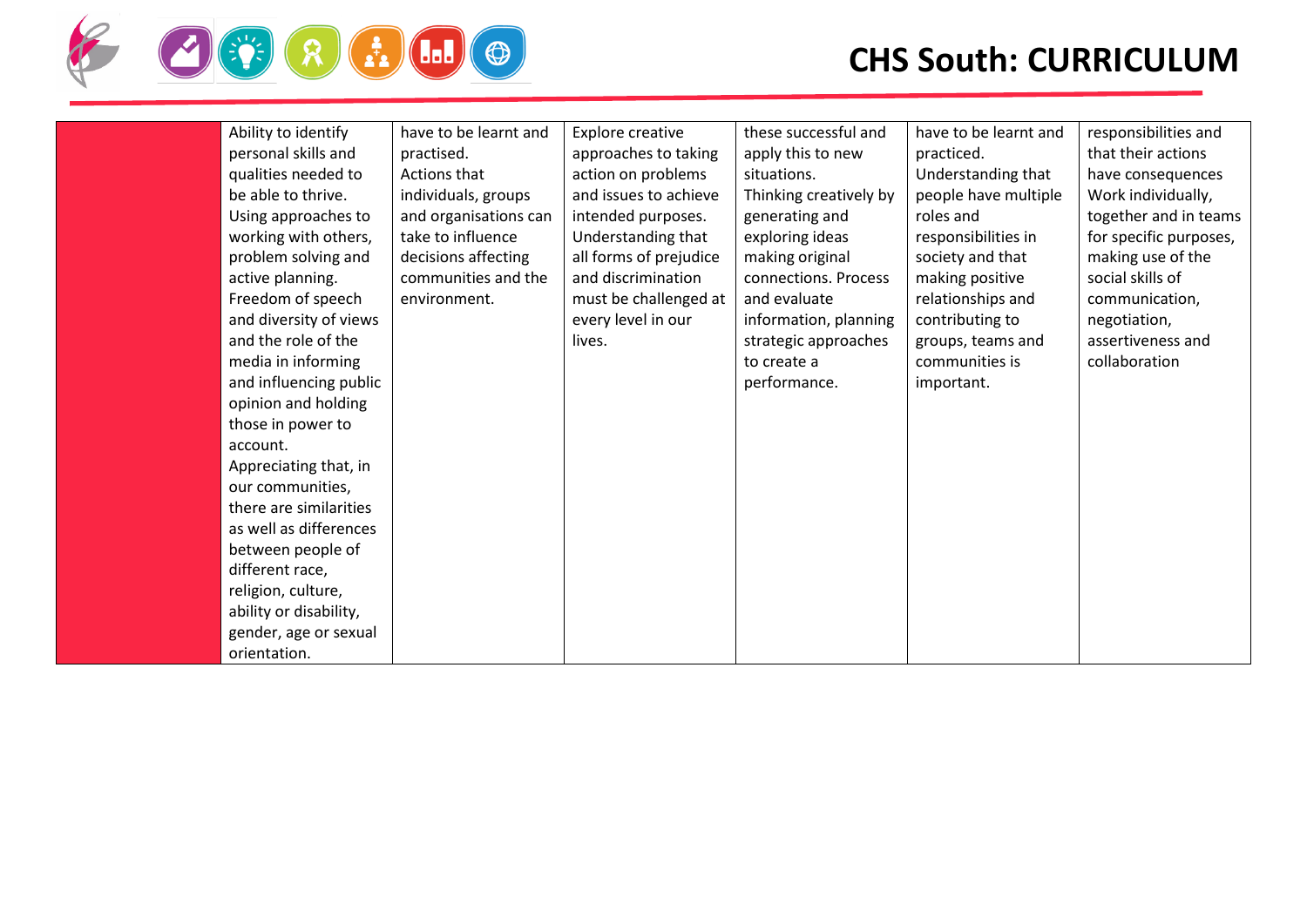| | | | | | | |
|---|---|---|---|---|---|---|
| | Ability to identify personal skills and qualities needed to be able to thrive. Using approaches to working with others, problem solving and active planning. Freedom of speech and diversity of views and the role of the media in informing and influencing public opinion and holding those in power to account. Appreciating that, in our communities, there are similarities as well as differences between people of different race, religion, culture, ability or disability, gender, age or sexual orientation. | have to be learnt and practised. Actions that individuals, groups and organisations can take to influence decisions affecting communities and the environment. | Explore creative approaches to taking action on problems and issues to achieve intended purposes. Understanding that all forms of prejudice and discrimination must be challenged at every level in our lives. | these successful and apply this to new situations. Thinking creatively by generating and exploring ideas making original connections. Process and evaluate information, planning strategic approaches to create a performance. | have to be learnt and practiced. Understanding that people have multiple roles and responsibilities in society and that making positive relationships and contributing to groups, teams and communities is important. | responsibilities and that their actions have consequences Work individually, together and in teams for specific purposes, making use of the social skills of communication, negotiation, assertiveness and collaboration |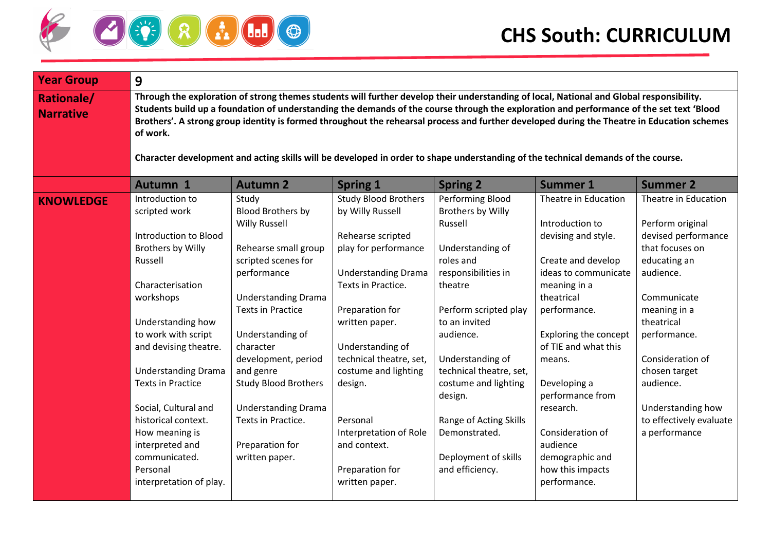# CHS South: CURRICULUM

| Year Group | 9 | | | | | |
|---|---|---|---|---|---|---|
| **Rationale/ Narrative** | **Through the exploration of strong themes students will further develop their understanding of local, National and Global responsibility. Students build up a foundation of understanding the demands of the course through the exploration and performance of the set text 'Blood Brothers'. A strong group identity is formed throughout the rehearsal process and further developed during the Theatre in Education schemes of work.**<br><br>**Character development and acting skills will be developed in order to shape understanding of the technical demands of the course.** | | | | | |
| | **Autumn 1** | **Autumn 2** | **Spring 1** | **Spring 2** | **Summer 1** | **Summer 2** |
| **KNOWLEDGE** | Introduction to scripted work<br><br>Introduction to Blood Brothers by Willy Russell<br><br>Characterisation workshops<br><br>Understanding how to work with script and devising theatre.<br><br>Understanding Drama Texts in Practice<br><br>Social, Cultural and historical context. How meaning is interpreted and communicated. Personal interpretation of play. | Study Blood Brothers by Willy Russell<br><br>Rehearse small group scripted scenes for performance<br><br>Understanding Drama Texts in Practice<br><br>Understanding of character development, period and genre Study Blood Brothers<br><br>Understanding Drama Texts in Practice.<br><br>Preparation for written paper. | Study Blood Brothers by Willy Russell<br><br>Rehearse scripted play for performance<br><br>Understanding Drama Texts in Practice.<br><br>Preparation for written paper.<br><br>Understanding of technical theatre, set, costume and lighting design.<br><br>Personal Interpretation of Role and context.<br><br>Preparation for written paper. | Performing Blood Brothers by Willy Russell<br><br>Understanding of roles and responsibilities in theatre<br><br>Perform scripted play to an invited audience.<br><br>Understanding of technical theatre, set, costume and lighting design.<br><br>Range of Acting Skills Demonstrated.<br><br>Deployment of skills and efficiency. | Theatre in Education<br><br>Introduction to devising and style.<br><br>Create and develop ideas to communicate meaning in a theatrical performance.<br><br>Exploring the concept of TIE and what this means.<br><br>Developing a performance from research.<br><br>Consideration of audience demographic and how this impacts performance. | Theatre in Education<br><br>Perform original devised performance that focuses on educating an audience.<br><br>Communicate meaning in a theatrical performance.<br><br>Consideration of chosen target audience.<br><br>Understanding how to effectively evaluate a performance |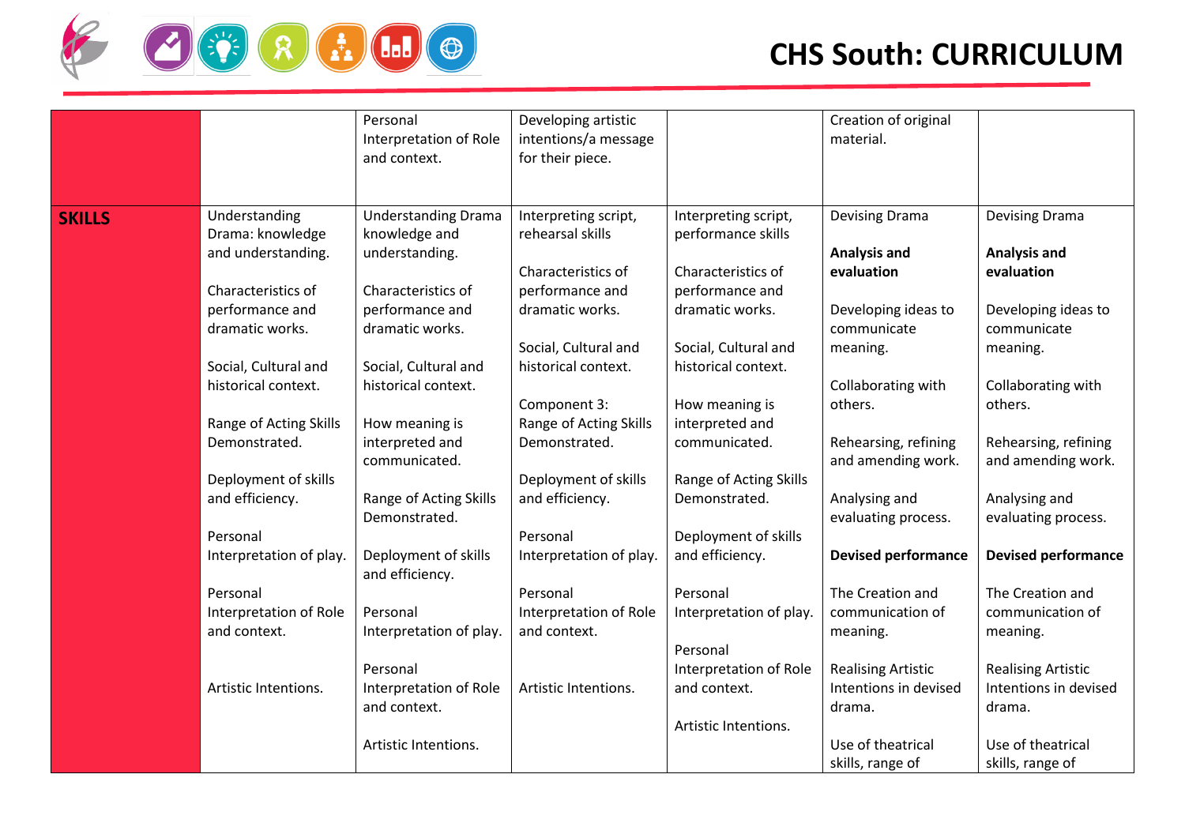# CHS South: CURRICULUM

| | | | | | | |
|---|---|---|---|---|---|---|
| | | Personal Interpretation of Role and context. | Developing artistic intentions/a message for their piece. | | Creation of original material. | |
| **SKILLS** | Understanding Drama: knowledge and understanding.<br><br>Characteristics of performance and dramatic works.<br><br>Social, Cultural and historical context.<br><br>Range of Acting Skills Demonstrated.<br><br>Deployment of skills and efficiency.<br><br>Personal Interpretation of play.<br><br>Personal Interpretation of Role and context.<br><br>Artistic Intentions. | Understanding Drama knowledge and understanding.<br><br>Characteristics of performance and dramatic works.<br><br>Social, Cultural and historical context.<br><br>How meaning is interpreted and communicated.<br><br>Range of Acting Skills Demonstrated.<br><br>Deployment of skills and efficiency.<br><br>Personal Interpretation of play.<br><br>Personal Interpretation of Role and context.<br><br>Artistic Intentions. | Interpreting script, rehearsal skills<br><br>Characteristics of performance and dramatic works.<br><br>Social, Cultural and historical context.<br><br>Component 3: Range of Acting Skills Demonstrated.<br><br>Deployment of skills and efficiency.<br><br>Personal Interpretation of play.<br><br>Personal Interpretation of Role and context.<br><br>Artistic Intentions. | Interpreting script, performance skills<br><br>Characteristics of performance and dramatic works.<br><br>Social, Cultural and historical context.<br><br>How meaning is interpreted and communicated.<br><br>Range of Acting Skills Demonstrated.<br><br>Deployment of skills and efficiency.<br><br>Personal Interpretation of play.<br><br>Personal Interpretation of Role and context.<br><br>Artistic Intentions. | Devising Drama<br><br>**Analysis and evaluation**<br><br>Developing ideas to communicate meaning.<br><br>Collaborating with others.<br><br>Rehearsing, refining and amending work.<br><br>Analysing and evaluating process.<br><br>**Devised performance**<br><br>The Creation and communication of meaning.<br><br>Realising Artistic Intentions in devised drama.<br><br>Use of theatrical skills, range of | Devising Drama<br><br>**Analysis and evaluation**<br><br>Developing ideas to communicate meaning.<br><br>Collaborating with others.<br><br>Rehearsing, refining and amending work.<br><br>Analysing and evaluating process.<br><br>**Devised performance**<br><br>The Creation and communication of meaning.<br><br>Realising Artistic Intentions in devised drama.<br><br>Use of theatrical skills, range of |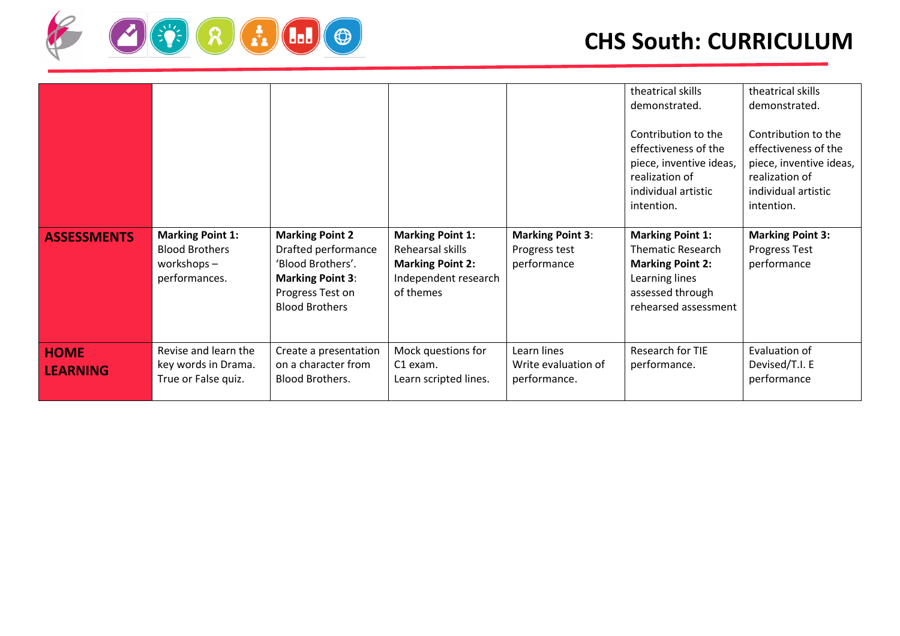| | | | | | | |
|---|---|---|---|---|---|---|
| | | | | | theatrical skills demonstrated.<br><br>Contribution to the effectiveness of the piece, inventive ideas, realization of individual artistic intention. | theatrical skills demonstrated.<br><br>Contribution to the effectiveness of the piece, inventive ideas, realization of individual artistic intention. |
| **ASSESSMENTS** | **Marking Point 1:** Blood Brothers workshops – performances. | **Marking Point 2** Drafted performance 'Blood Brothers'. **Marking Point 3**: Progress Test on Blood Brothers | **Marking Point 1:** Rehearsal skills **Marking Point 2:** Independent research of themes | **Marking Point 3**: Progress test performance | **Marking Point 1:** Thematic Research **Marking Point 2:** Learning lines assessed through rehearsed assessment | **Marking Point 3:** Progress Test performance |
| **HOME LEARNING** | Revise and learn the key words in Drama. True or False quiz. | Create a presentation on a character from Blood Brothers. | Mock questions for C1 exam. Learn scripted lines. | Learn lines Write evaluation of performance. | Research for TIE performance. | Evaluation of Devised/T.I. E performance |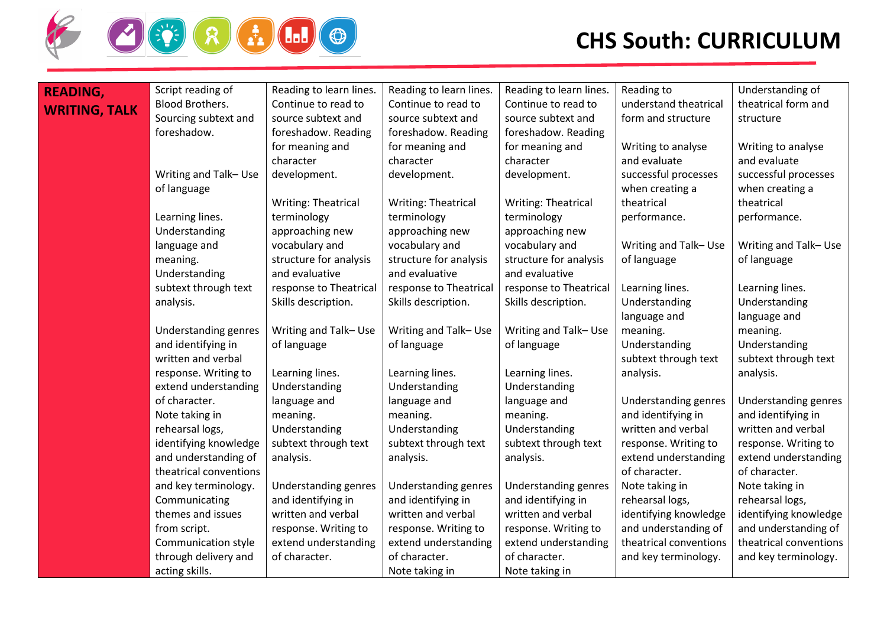# CHS South: CURRICULUM

| READING, WRITING, TALK | Script reading of Blood Brothers. Sourcing subtext and foreshadow.<br><br>Writing and Talk– Use of language<br><br>Learning lines. Understanding language and meaning. Understanding subtext through text analysis.<br><br>Understanding genres and identifying in written and verbal response. Writing to extend understanding of character. Note taking in rehearsal logs, identifying knowledge and understanding of theatrical conventions and key terminology. Communicating themes and issues from script. Communication style through delivery and acting skills. | Reading to learn lines. Continue to read to source subtext and foreshadow. Reading for meaning and character development.<br><br>Writing: Theatrical terminology approaching new vocabulary and structure for analysis and evaluative response to Theatrical Skills description.<br><br>Writing and Talk– Use of language<br><br>Learning lines. Understanding language and meaning. Understanding subtext through text analysis.<br><br>Understanding genres and identifying in written and verbal response. Writing to extend understanding of character. | Reading to learn lines. Continue to read to source subtext and foreshadow. Reading for meaning and character development.<br><br>Writing: Theatrical terminology approaching new vocabulary and structure for analysis and evaluative response to Theatrical Skills description.<br><br>Writing and Talk– Use of language<br><br>Learning lines. Understanding language and meaning. Understanding subtext through text analysis.<br><br>Understanding genres and identifying in written and verbal response. Writing to extend understanding of character. Note taking in | Reading to learn lines. Continue to read to source subtext and foreshadow. Reading for meaning and character development.<br><br>Writing: Theatrical terminology approaching new vocabulary and structure for analysis and evaluative response to Theatrical Skills description.<br><br>Writing and Talk– Use of language<br><br>Learning lines. Understanding language and meaning. Understanding subtext through text analysis.<br><br>Understanding genres and identifying in written and verbal response. Writing to extend understanding of character. Note taking in | Reading to understand theatrical form and structure<br><br>Writing to analyse and evaluate successful processes when creating a theatrical performance.<br><br>Writing and Talk– Use of language<br><br>Learning lines. Understanding language and meaning. Understanding subtext through text analysis.<br><br>Understanding genres and identifying in written and verbal response. Writing to extend understanding of character. Note taking in rehearsal logs, identifying knowledge and understanding of theatrical conventions and key terminology. | Understanding of theatrical form and structure<br><br>Writing to analyse and evaluate successful processes when creating a theatrical performance.<br><br>Writing and Talk– Use of language<br><br>Learning lines. Understanding language and meaning. Understanding subtext through text analysis.<br><br>Understanding genres and identifying in written and verbal response. Writing to extend understanding of character. Note taking in rehearsal logs, identifying knowledge and understanding of theatrical conventions and key terminology. |
|---|---|---|---|---|---|---|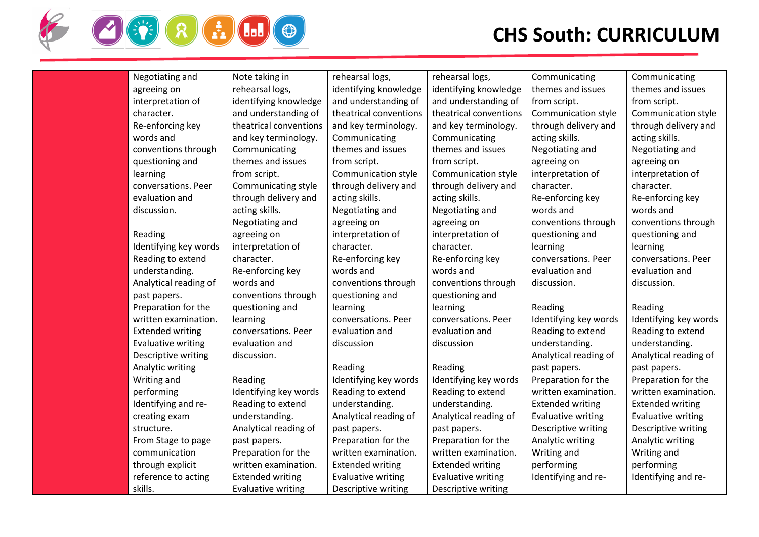# CHS South: CURRICULUM

| | | | | | | |
|---|---|---|---|---|---|---|
| | Negotiating and agreeing on interpretation of character.<br>Re-enforcing key words and conventions through questioning and learning conversations. Peer evaluation and discussion.<br><br>Reading<br>Identifying key words<br>Reading to extend understanding.<br>Analytical reading of past papers.<br>Preparation for the written examination.<br>Extended writing<br>Evaluative writing<br>Descriptive writing<br>Analytic writing<br>Writing and performing<br>Identifying and re-creating exam structure.<br>From Stage to page communication through explicit reference to acting skills. | Note taking in rehearsal logs, identifying knowledge and understanding of theatrical conventions and key terminology.<br>Communicating themes and issues from script.<br>Communicating style through delivery and acting skills.<br>Negotiating and agreeing on interpretation of character.<br>Re-enforcing key words and conventions through questioning and learning conversations. Peer evaluation and discussion.<br><br>Reading<br>Identifying key words<br>Reading to extend understanding.<br>Analytical reading of past papers.<br>Preparation for the written examination.<br>Extended writing<br>Evaluative writing | rehearsal logs, identifying knowledge and understanding of theatrical conventions and key terminology.<br>Communicating themes and issues from script.<br>Communication style through delivery and acting skills.<br>Negotiating and agreeing on interpretation of character.<br>Re-enforcing key words and conventions through questioning and learning conversations. Peer evaluation and discussion<br><br>Reading<br>Identifying key words<br>Reading to extend understanding.<br>Analytical reading of past papers.<br>Preparation for the written examination.<br>Extended writing<br>Evaluative writing<br>Descriptive writing | rehearsal logs, identifying knowledge and understanding of theatrical conventions and key terminology.<br>Communicating themes and issues from script.<br>Communication style through delivery and acting skills.<br>Negotiating and agreeing on interpretation of character.<br>Re-enforcing key words and conventions through questioning and learning conversations. Peer evaluation and discussion<br><br>Reading<br>Identifying key words<br>Reading to extend understanding.<br>Analytical reading of past papers.<br>Preparation for the written examination.<br>Extended writing<br>Evaluative writing<br>Descriptive writing | Communicating themes and issues from script.<br>Communication style through delivery and acting skills.<br>Negotiating and agreeing on interpretation of character.<br>Re-enforcing key words and conventions through questioning and learning conversations. Peer evaluation and discussion.<br><br>Reading<br>Identifying key words<br>Reading to extend understanding.<br>Analytical reading of past papers.<br>Preparation for the written examination.<br>Extended writing<br>Evaluative writing<br>Descriptive writing<br>Analytic writing<br>Writing and performing<br>Identifying and re- | Communicating themes and issues from script.<br>Communication style through delivery and acting skills.<br>Negotiating and agreeing on interpretation of character.<br>Re-enforcing key words and conventions through questioning and learning conversations. Peer evaluation and discussion.<br><br>Reading<br>Identifying key words<br>Reading to extend understanding.<br>Analytical reading of past papers.<br>Preparation for the written examination.<br>Extended writing<br>Evaluative writing<br>Descriptive writing<br>Analytic writing<br>Writing and performing<br>Identifying and re- |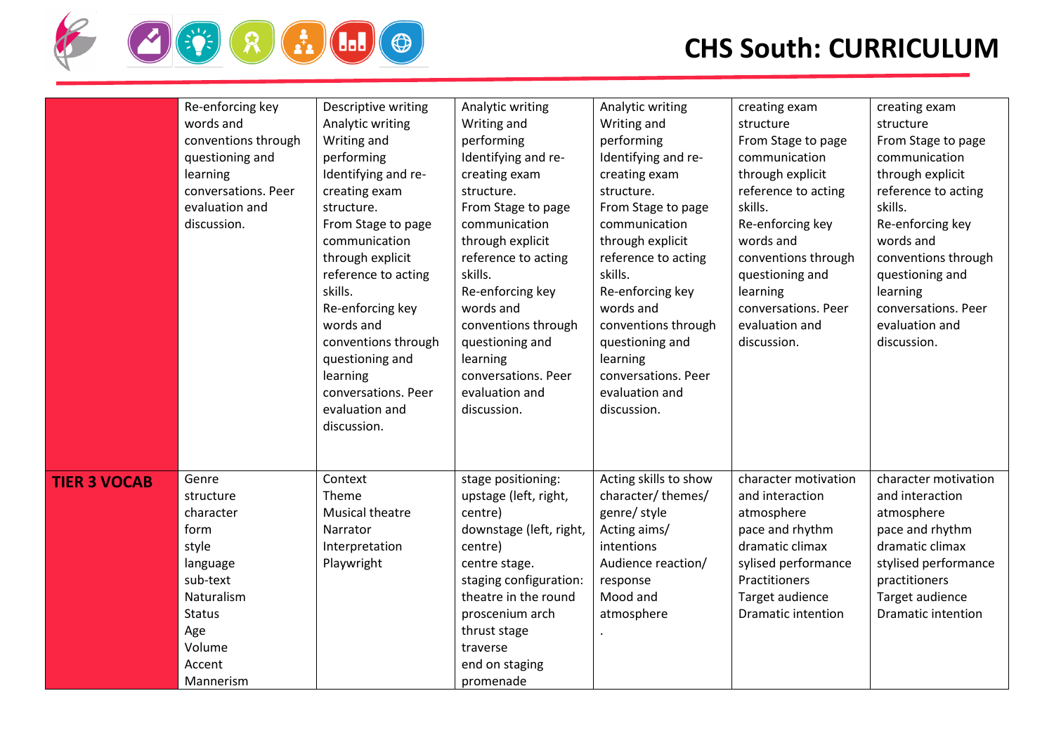| | | | | | | |
|---|---|---|---|---|---|---|
| | Re-enforcing key words and conventions through questioning and learning conversations. Peer evaluation and discussion. | Descriptive writing<br>Analytic writing<br>Writing and performing<br>Identifying and re-creating exam structure.<br>From Stage to page communication through explicit reference to acting skills.<br>Re-enforcing key words and conventions through questioning and learning conversations. Peer evaluation and discussion. | Analytic writing<br>Writing and performing<br>Identifying and re-creating exam structure.<br>From Stage to page communication through explicit reference to acting skills.<br>Re-enforcing key words and conventions through questioning and learning conversations. Peer evaluation and discussion. | Analytic writing<br>Writing and performing<br>Identifying and re-creating exam structure.<br>From Stage to page communication through explicit reference to acting skills.<br>Re-enforcing key words and conventions through questioning and learning conversations. Peer evaluation and discussion. | creating exam structure<br>From Stage to page communication through explicit reference to acting skills.<br>Re-enforcing key words and conventions through questioning and learning conversations. Peer evaluation and discussion. | creating exam structure<br>From Stage to page communication through explicit reference to acting skills.<br>Re-enforcing key words and conventions through questioning and learning conversations. Peer evaluation and discussion. |
| **TIER 3 VOCAB** | Genre<br>structure<br>character<br>form<br>style<br>language<br>sub-text<br>Naturalism<br>Status<br>Age<br>Volume<br>Accent<br>Mannerism | Context<br>Theme<br>Musical theatre<br>Narrator<br>Interpretation<br>Playwright | stage positioning: upstage (left, right, centre)<br>downstage (left, right, centre)<br>centre stage.<br>staging configuration: theatre in the round<br>proscenium arch<br>thrust stage<br>traverse<br>end on staging<br>promenade | Acting skills to show character/ themes/ genre/ style<br>Acting aims/ intentions<br>Audience reaction/ response<br>Mood and atmosphere<br>. | character motivation and interaction<br>atmosphere<br>pace and rhythm<br>dramatic climax<br>sylised performance<br>Practitioners<br>Target audience<br>Dramatic intention | character motivation and interaction<br>atmosphere<br>pace and rhythm<br>dramatic climax<br>stylised performance<br>practitioners<br>Target audience<br>Dramatic intention |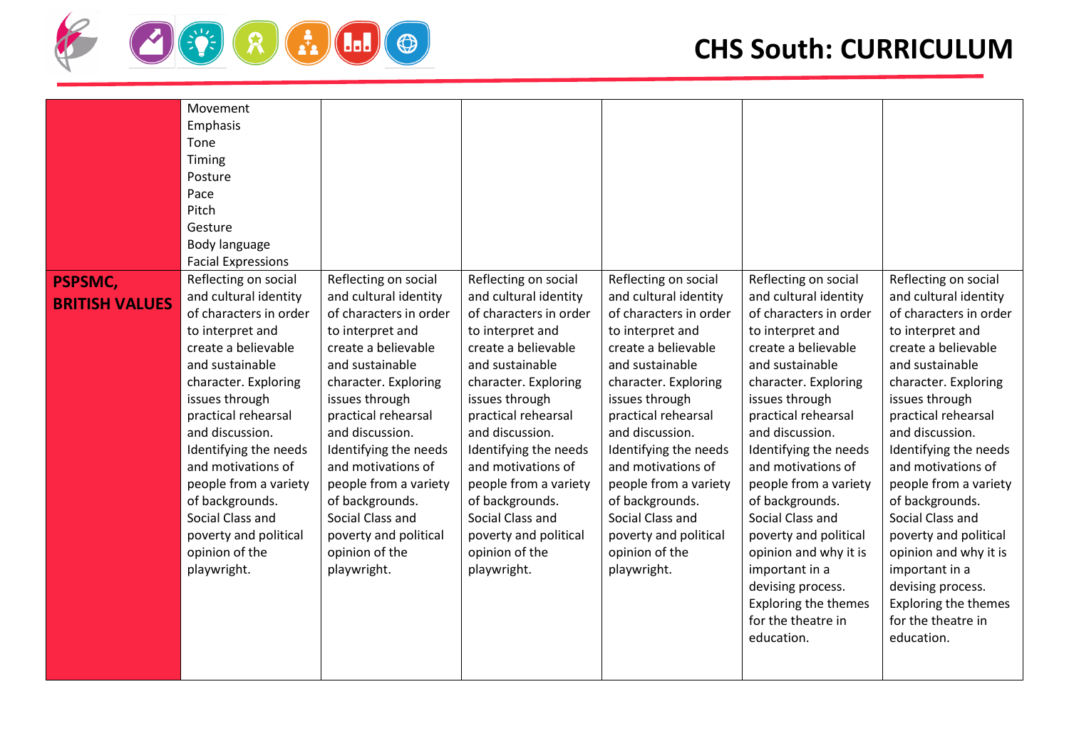# CHS South: CURRICULUM

| | | | | | | |
|---|---|---|---|---|---|---|
| | Movement<br>Emphasis<br>Tone<br>Timing<br>Posture<br>Pace<br>Pitch<br>Gesture<br>Body language<br>Facial Expressions | | | | | |
| **PSPSMC, BRITISH VALUES** | Reflecting on social and cultural identity of characters in order to interpret and create a believable and sustainable character. Exploring issues through practical rehearsal and discussion. Identifying the needs and motivations of people from a variety of backgrounds. Social Class and poverty and political opinion of the playwright. | Reflecting on social and cultural identity of characters in order to interpret and create a believable and sustainable character. Exploring issues through practical rehearsal and discussion. Identifying the needs and motivations of people from a variety of backgrounds. Social Class and poverty and political opinion of the playwright. | Reflecting on social and cultural identity of characters in order to interpret and create a believable and sustainable character. Exploring issues through practical rehearsal and discussion. Identifying the needs and motivations of people from a variety of backgrounds. Social Class and poverty and political opinion of the playwright. | Reflecting on social and cultural identity of characters in order to interpret and create a believable and sustainable character. Exploring issues through practical rehearsal and discussion. Identifying the needs and motivations of people from a variety of backgrounds. Social Class and poverty and political opinion of the playwright. | Reflecting on social and cultural identity of characters in order to interpret and create a believable and sustainable character. Exploring issues through practical rehearsal and discussion. Identifying the needs and motivations of people from a variety of backgrounds. Social Class and poverty and political opinion and why it is important in a devising process. Exploring the themes for the theatre in education. | Reflecting on social and cultural identity of characters in order to interpret and create a believable and sustainable character. Exploring issues through practical rehearsal and discussion. Identifying the needs and motivations of people from a variety of backgrounds. Social Class and poverty and political opinion and why it is important in a devising process. Exploring the themes for the theatre in education. |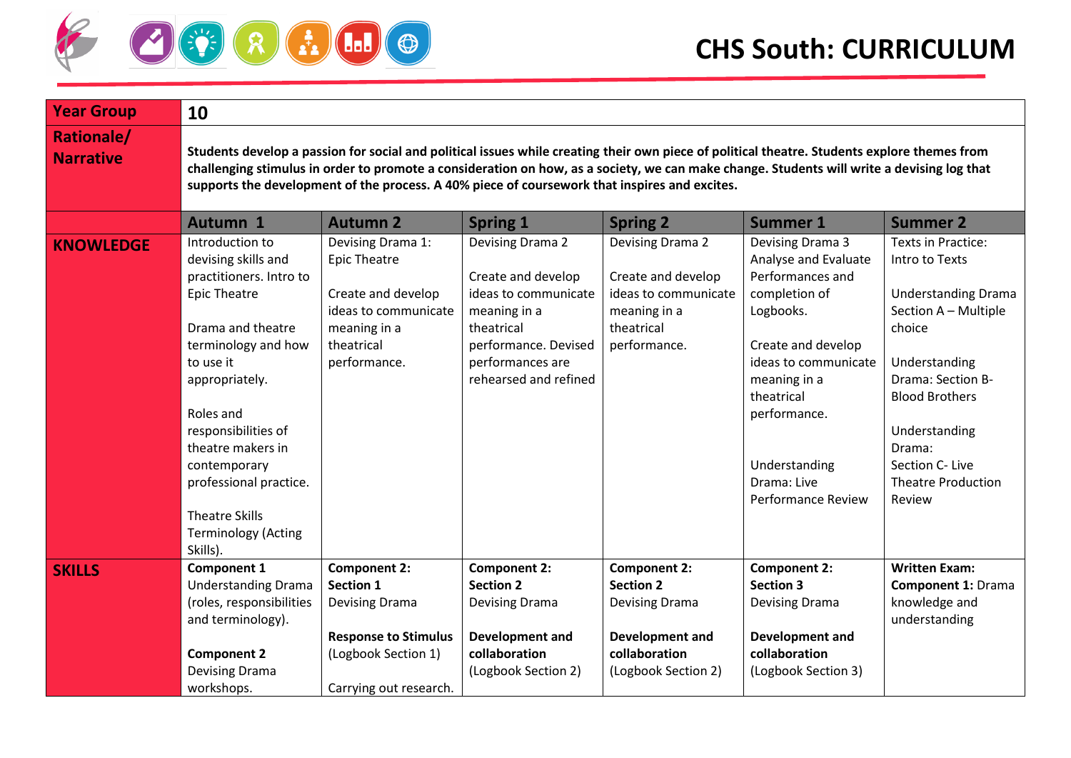# CHS South: CURRICULUM

| Year Group | 10 | | | | | |
|---|---|---|---|---|---|---|
| **Rationale/ Narrative** | **Students develop a passion for social and political issues while creating their own piece of political theatre. Students explore themes from challenging stimulus in order to promote a consideration on how, as a society, we can make change. Students will write a devising log that supports the development of the process. A 40% piece of coursework that inspires and excites.** | | | | | |
| | **Autumn 1** | **Autumn 2** | **Spring 1** | **Spring 2** | **Summer 1** | **Summer 2** |
| **KNOWLEDGE** | Introduction to devising skills and practitioners. Intro to Epic Theatre<br><br>Drama and theatre terminology and how to use it appropriately.<br><br>Roles and responsibilities of theatre makers in contemporary professional practice.<br><br>Theatre Skills Terminology (Acting Skills). | Devising Drama 1: Epic Theatre<br><br>Create and develop ideas to communicate meaning in a theatrical performance. | Devising Drama 2<br><br>Create and develop ideas to communicate meaning in a theatrical performance. Devised performances are rehearsed and refined | Devising Drama 2<br><br>Create and develop ideas to communicate meaning in a theatrical performance. | Devising Drama 3 Analyse and Evaluate Performances and completion of Logbooks.<br><br>Create and develop ideas to communicate meaning in a theatrical performance.<br><br>Understanding Drama: Live Performance Review | Texts in Practice: Intro to Texts<br><br>Understanding Drama Section A – Multiple choice<br><br>Understanding Drama: Section B- Blood Brothers<br><br>Understanding Drama: Section C- Live Theatre Production Review |
| **SKILLS** | **Component 1** Understanding Drama (roles, responsibilities and terminology).<br><br>**Component 2** Devising Drama workshops. | **Component 2: Section 1** Devising Drama<br><br>**Response to Stimulus** (Logbook Section 1)<br><br>Carrying out research. | **Component 2: Section 2** Devising Drama<br><br>**Development and collaboration** (Logbook Section 2) | **Component 2: Section 2** Devising Drama<br><br>**Development and collaboration** (Logbook Section 2) | **Component 2: Section 3** Devising Drama<br><br>**Development and collaboration** (Logbook Section 3) | **Written Exam: Component 1:** Drama knowledge and understanding |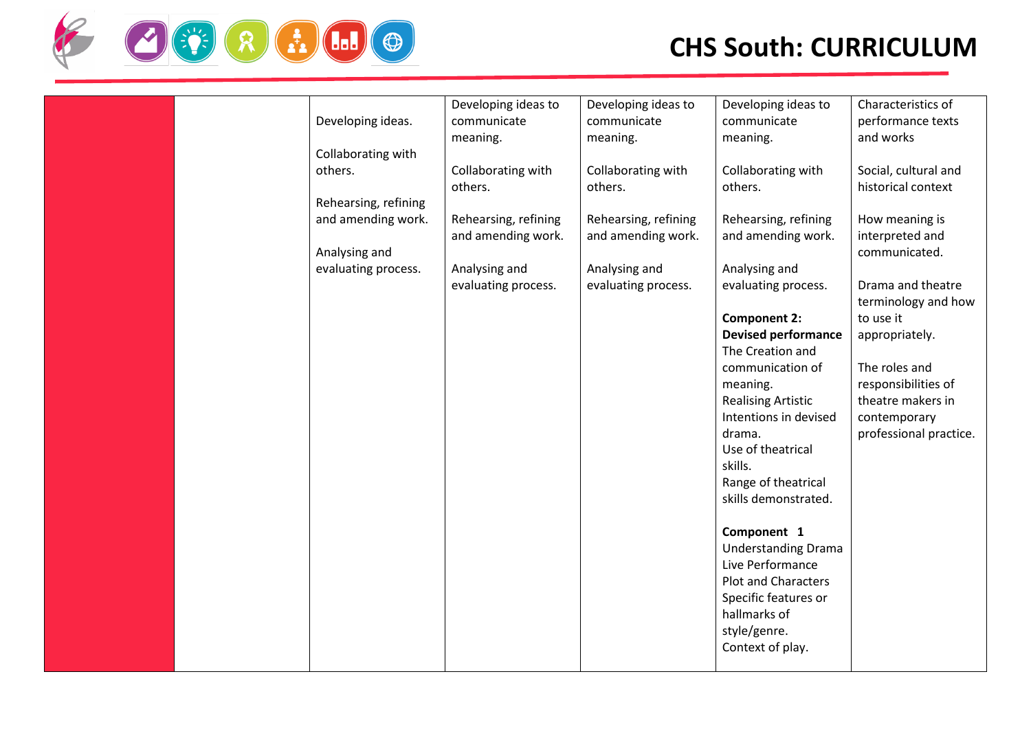| | | | | | | |
|---|---|---|---|---|---|---|
| | | Developing ideas.<br><br>Collaborating with others.<br><br>Rehearsing, refining and amending work.<br><br>Analysing and evaluating process. | Developing ideas to communicate meaning.<br><br>Collaborating with others.<br><br>Rehearsing, refining and amending work.<br><br>Analysing and evaluating process. | Developing ideas to communicate meaning.<br><br>Collaborating with others.<br><br>Rehearsing, refining and amending work.<br><br>Analysing and evaluating process. | Developing ideas to communicate meaning.<br><br>Collaborating with others.<br><br>Rehearsing, refining and amending work.<br><br>Analysing and evaluating process.<br><br>**Component 2: Devised performance**<br>The Creation and communication of meaning.<br>Realising Artistic Intentions in devised drama.<br>Use of theatrical skills.<br>Range of theatrical skills demonstrated.<br><br>**Component 1**<br>Understanding Drama<br>Live Performance<br>Plot and Characters<br>Specific features or hallmarks of style/genre.<br>Context of play. | Characteristics of performance texts and works<br><br>Social, cultural and historical context<br><br>How meaning is interpreted and communicated.<br><br>Drama and theatre terminology and how to use it appropriately.<br><br>The roles and responsibilities of theatre makers in contemporary professional practice. |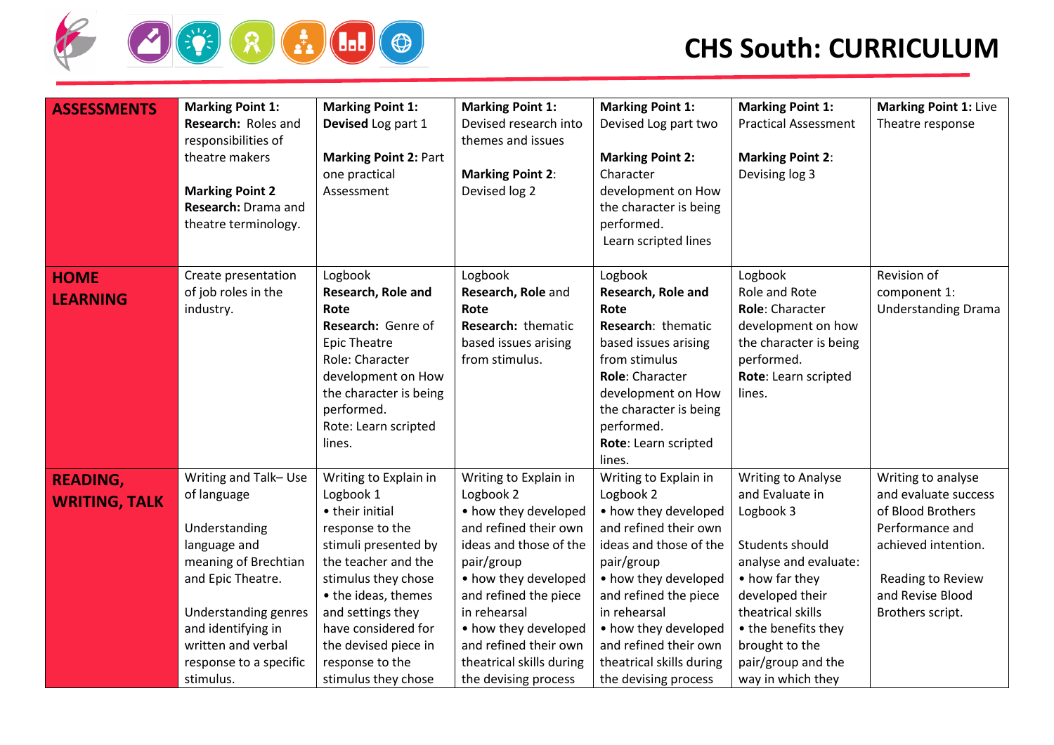# CHS South: CURRICULUM

| | | | | | | |
|---|---|---|---|---|---|---|
| **ASSESSMENTS** | **Marking Point 1: Research:** Roles and responsibilities of theatre makers<br><br>**Marking Point 2 Research:** Drama and theatre terminology. | **Marking Point 1:** Devised Log part 1<br><br>**Marking Point 2:** Part one practical Assessment | **Marking Point 1:** Devised research into themes and issues<br><br>**Marking Point 2**: Devised log 2 | **Marking Point 1:** Devised Log part two<br><br>**Marking Point 2:** Character development on How the character is being performed.<br>Learn scripted lines | **Marking Point 1:** Practical Assessment<br><br>**Marking Point 2**: Devising log 3 | **Marking Point 1:** Live Theatre response |
| **HOME LEARNING** | Create presentation of job roles in the industry. | Logbook<br>**Research, Role and Rote**<br>**Research:** Genre of Epic Theatre<br>Role: Character development on How the character is being performed.<br>Rote: Learn scripted lines. | Logbook<br>**Research, Role** and **Rote**<br>**Research:** thematic based issues arising from stimulus. | Logbook<br>**Research, Role and Rote**<br>**Research**: thematic based issues arising from stimulus<br>**Role**: Character development on How the character is being performed.<br>**Rote**: Learn scripted lines. | Logbook<br>Role and Rote<br>**Role**: Character development on how the character is being performed.<br>**Rote**: Learn scripted lines. | Revision of component 1: Understanding Drama |
| **READING, WRITING, TALK** | Writing and Talk– Use of language<br><br>Understanding language and meaning of Brechtian and Epic Theatre.<br><br>Understanding genres and identifying in written and verbal response to a specific stimulus. | Writing to Explain in Logbook 1<br>• their initial response to the stimuli presented by the teacher and the stimulus they chose<br>• the ideas, themes and settings they have considered for the devised piece in response to the stimulus they chose | Writing to Explain in Logbook 2<br>• how they developed and refined their own ideas and those of the pair/group<br>• how they developed and refined the piece in rehearsal<br>• how they developed and refined their own theatrical skills during the devising process | Writing to Explain in Logbook 2<br>• how they developed and refined their own ideas and those of the pair/group<br>• how they developed and refined the piece in rehearsal<br>• how they developed and refined their own theatrical skills during the devising process | Writing to Analyse and Evaluate in Logbook 3<br><br>Students should analyse and evaluate:<br>• how far they developed their theatrical skills<br>• the benefits they brought to the pair/group and the way in which they | Writing to analyse and evaluate success of Blood Brothers Performance and achieved intention.<br><br>Reading to Review and Revise Blood Brothers script. |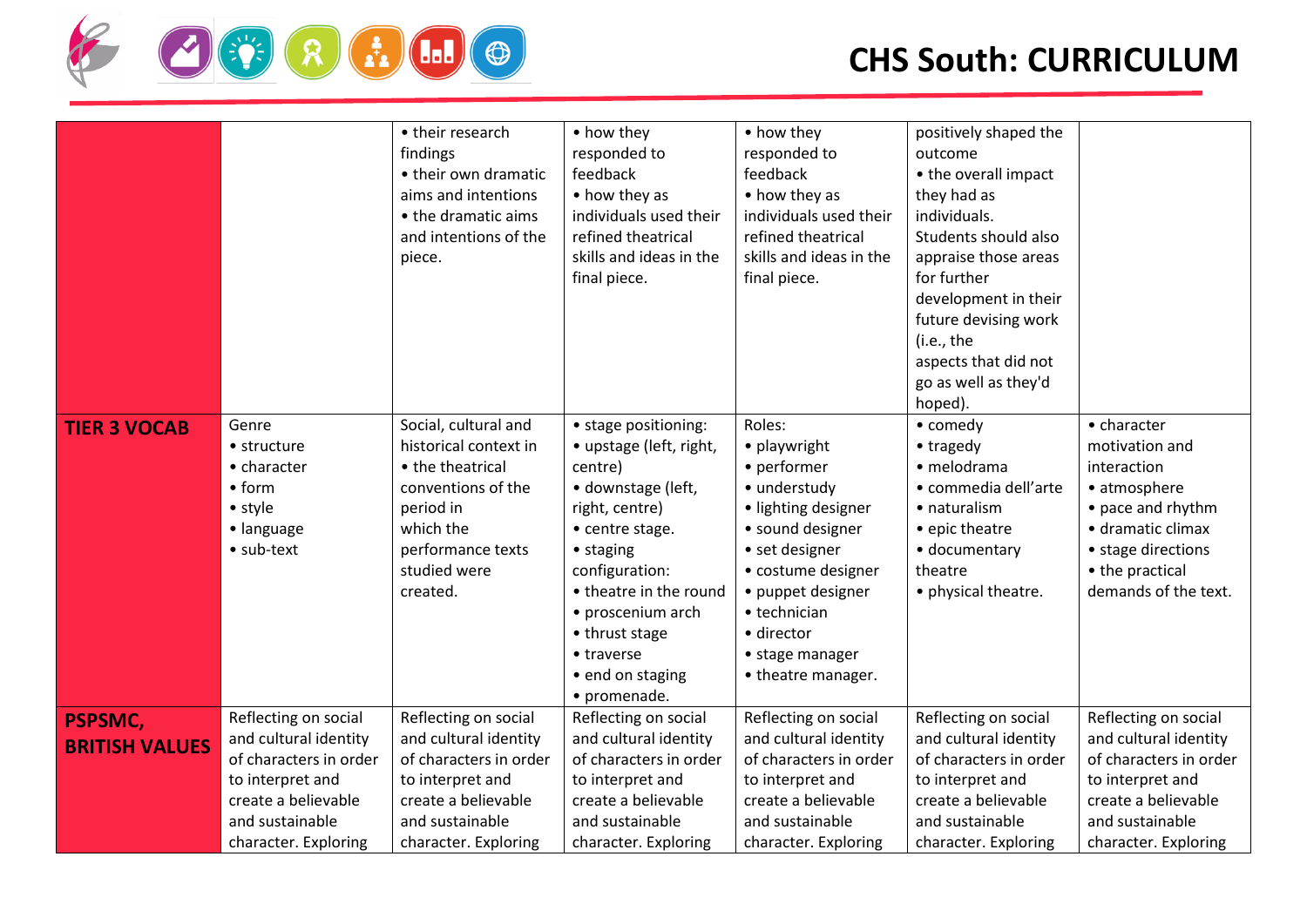| | | | | | | |
|---|---|---|---|---|---|---|
| | | • their research findings<br>• their own dramatic aims and intentions<br>• the dramatic aims and intentions of the piece. | • how they responded to feedback<br>• how they as individuals used their refined theatrical skills and ideas in the final piece. | • how they responded to feedback<br>• how they as individuals used their refined theatrical skills and ideas in the final piece. | positively shaped the outcome<br>• the overall impact they had as individuals.<br>Students should also appraise those areas for further development in their future devising work (i.e., the aspects that did not go as well as they'd hoped). | |
| **TIER 3 VOCAB** | Genre<br>• structure<br>• character<br>• form<br>• style<br>• language<br>• sub-text | Social, cultural and historical context in<br>• the theatrical conventions of the period in which the performance texts studied were created. | • stage positioning:<br>• upstage (left, right, centre)<br>• downstage (left, right, centre)<br>• centre stage.<br>• staging configuration:<br>• theatre in the round<br>• proscenium arch<br>• thrust stage<br>• traverse<br>• end on staging<br>• promenade. | Roles:<br>• playwright<br>• performer<br>• understudy<br>• lighting designer<br>• sound designer<br>• set designer<br>• costume designer<br>• puppet designer<br>• technician<br>• director<br>• stage manager<br>• theatre manager. | • comedy<br>• tragedy<br>• melodrama<br>• commedia dell'arte<br>• naturalism<br>• epic theatre<br>• documentary theatre<br>• physical theatre. | • character motivation and interaction<br>• atmosphere<br>• pace and rhythm<br>• dramatic climax<br>• stage directions<br>• the practical demands of the text. |
| **PSPSMC, BRITISH VALUES** | Reflecting on social and cultural identity of characters in order to interpret and create a believable and sustainable character. Exploring | Reflecting on social and cultural identity of characters in order to interpret and create a believable and sustainable character. Exploring | Reflecting on social and cultural identity of characters in order to interpret and create a believable and sustainable character. Exploring | Reflecting on social and cultural identity of characters in order to interpret and create a believable and sustainable character. Exploring | Reflecting on social and cultural identity of characters in order to interpret and create a believable and sustainable character. Exploring | Reflecting on social and cultural identity of characters in order to interpret and create a believable and sustainable character. Exploring |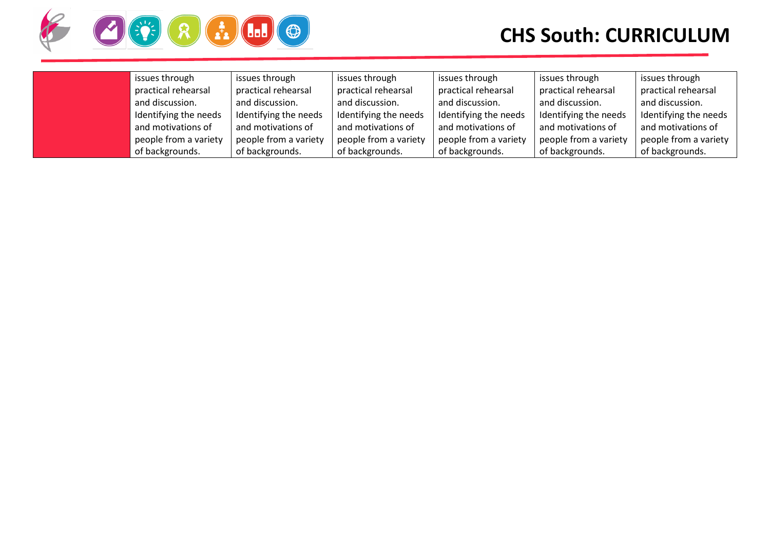| | | | | | | |
|---|---|---|---|---|---|---|
| | issues through practical rehearsal and discussion. Identifying the needs and motivations of people from a variety of backgrounds. | issues through practical rehearsal and discussion. Identifying the needs and motivations of people from a variety of backgrounds. | issues through practical rehearsal and discussion. Identifying the needs and motivations of people from a variety of backgrounds. | issues through practical rehearsal and discussion. Identifying the needs and motivations of people from a variety of backgrounds. | issues through practical rehearsal and discussion. Identifying the needs and motivations of people from a variety of backgrounds. | issues through practical rehearsal and discussion. Identifying the needs and motivations of people from a variety of backgrounds. |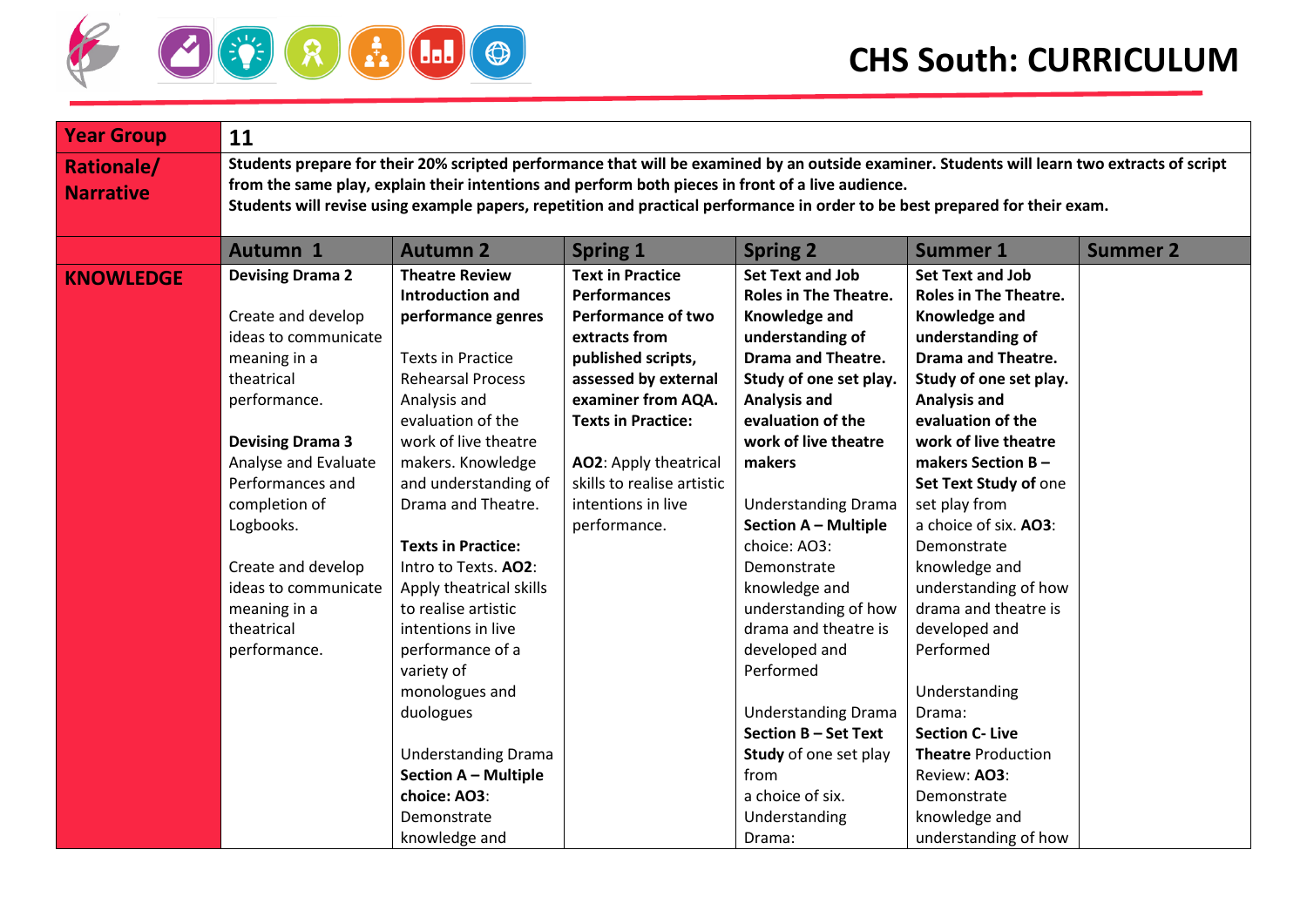# CHS South: CURRICULUM

| Year Group | 11 | | | | | |
|---|---|---|---|---|---|---|
| Rationale/ Narrative | **Students prepare for their 20% scripted performance that will be examined by an outside examiner. Students will learn two extracts of script from the same play, explain their intentions and perform both pieces in front of a live audience. Students will revise using example papers, repetition and practical performance in order to be best prepared for their exam.** | | | | | |
| | **Autumn 1** | **Autumn 2** | **Spring 1** | **Spring 2** | **Summer 1** | **Summer 2** |
| **KNOWLEDGE** | **Devising Drama 2**<br><br>Create and develop ideas to communicate meaning in a theatrical performance.<br><br>**Devising Drama 3**<br>Analyse and Evaluate Performances and completion of Logbooks.<br><br>Create and develop ideas to communicate meaning in a theatrical performance. | **Theatre Review Introduction and performance genres**<br><br>Texts in Practice Rehearsal Process Analysis and evaluation of the work of live theatre makers. Knowledge and understanding of Drama and Theatre.<br><br>**Texts in Practice:** Intro to Texts. **AO2**: Apply theatrical skills to realise artistic intentions in live performance of a variety of monologues and duologues<br><br>Understanding Drama **Section A – Multiple choice: AO3**: Demonstrate knowledge and | **Text in Practice Performances Performance of two extracts from published scripts, assessed by external examiner from AQA. Texts in Practice:**<br><br>**AO2**: Apply theatrical skills to realise artistic intentions in live performance. | **Set Text and Job Roles in The Theatre. Knowledge and understanding of Drama and Theatre. Study of one set play. Analysis and evaluation of the work of live theatre makers**<br><br>Understanding Drama **Section A – Multiple** choice: AO3: Demonstrate knowledge and understanding of how drama and theatre is developed and Performed<br><br>Understanding Drama **Section B – Set Text Study** of one set play from a choice of six. Understanding Drama: | **Set Text and Job Roles in The Theatre. Knowledge and understanding of Drama and Theatre. Study of one set play. Analysis and evaluation of the work of live theatre makers Section B – Set Text Study of** one set play from a choice of six. **AO3**: Demonstrate knowledge and understanding of how drama and theatre is developed and Performed<br><br>Understanding Drama: **Section C- Live Theatre** Production Review: **AO3**: Demonstrate knowledge and understanding of how | |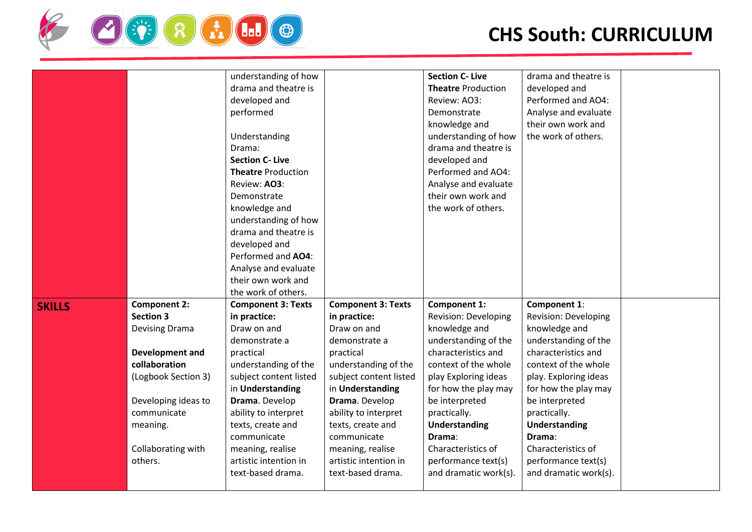| | | | | | | |
|---|---|---|---|---|---|---|
| | | understanding of how drama and theatre is developed and performed<br><br>Understanding Drama:<br>**Section C- Live Theatre** Production Review: **AO3**: Demonstrate knowledge and understanding of how drama and theatre is developed and Performed and **AO4**: Analyse and evaluate their own work and the work of others. | | **Section C- Live Theatre** Production Review: AO3: Demonstrate knowledge and understanding of how drama and theatre is developed and Performed and AO4: Analyse and evaluate their own work and the work of others. | drama and theatre is developed and Performed and AO4: Analyse and evaluate their own work and the work of others. | |
| **SKILLS** | **Component 2: Section 3** Devising Drama<br><br>**Development and collaboration** (Logbook Section 3)<br><br>Developing ideas to communicate meaning.<br><br>Collaborating with others. | **Component 3: Texts in practice:** Draw on and demonstrate a practical understanding of the subject content listed in **Understanding Drama**. Develop ability to interpret texts, create and communicate meaning, realise artistic intention in text-based drama. | **Component 3: Texts in practice:** Draw on and demonstrate a practical understanding of the subject content listed in **Understanding Drama**. Develop ability to interpret texts, create and communicate meaning, realise artistic intention in text-based drama. | **Component 1:** Revision: Developing knowledge and understanding of the characteristics and context of the whole play Exploring ideas for how the play may be interpreted practically. **Understanding Drama**: Characteristics of performance text(s) and dramatic work(s). | **Component 1**: Revision: Developing knowledge and understanding of the characteristics and context of the whole play. Exploring ideas for how the play may be interpreted practically. **Understanding Drama**: Characteristics of performance text(s) and dramatic work(s). | |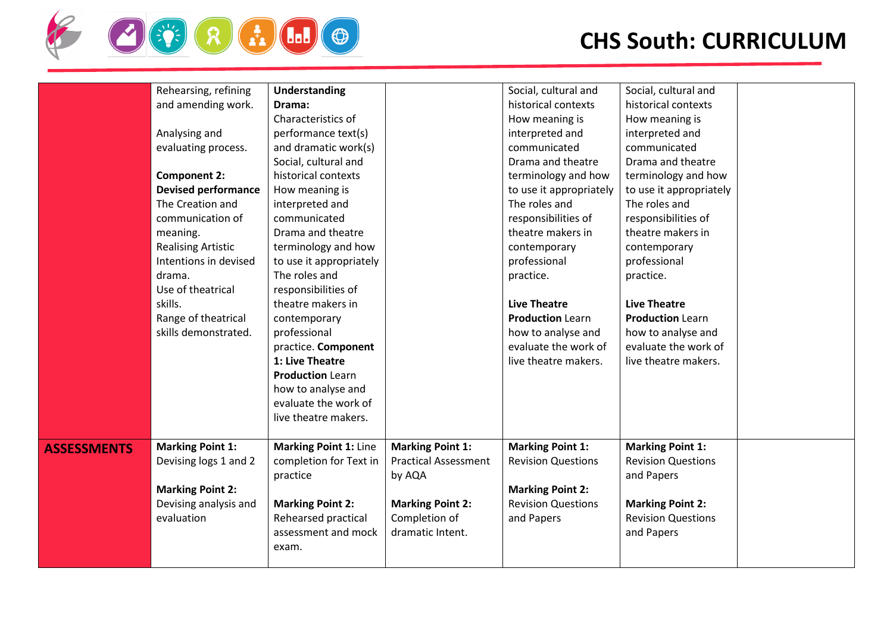| | | | | | | |
|---|---|---|---|---|---|---|
| | Rehearsing, refining and amending work.<br><br>Analysing and evaluating process.<br><br>**Component 2: Devised performance** The Creation and communication of meaning.<br>Realising Artistic Intentions in devised drama.<br>Use of theatrical skills.<br>Range of theatrical skills demonstrated. | **Understanding Drama:** Characteristics of performance text(s) and dramatic work(s) Social, cultural and historical contexts How meaning is interpreted and communicated Drama and theatre terminology and how to use it appropriately The roles and responsibilities of theatre makers in contemporary professional practice. **Component 1: Live Theatre Production** Learn how to analyse and evaluate the work of live theatre makers. | | Social, cultural and historical contexts How meaning is interpreted and communicated Drama and theatre terminology and how to use it appropriately The roles and responsibilities of theatre makers in contemporary professional practice.<br><br>**Live Theatre Production** Learn how to analyse and evaluate the work of live theatre makers. | Social, cultural and historical contexts How meaning is interpreted and communicated Drama and theatre terminology and how to use it appropriately The roles and responsibilities of theatre makers in contemporary professional practice.<br><br>**Live Theatre Production** Learn how to analyse and evaluate the work of live theatre makers. | |
| **ASSESSMENTS** | **Marking Point 1:** Devising logs 1 and 2<br><br>**Marking Point 2:** Devising analysis and evaluation | **Marking Point 1:** Line completion for Text in practice<br><br>**Marking Point 2:** Rehearsed practical assessment and mock exam. | **Marking Point 1:** Practical Assessment by AQA<br><br>**Marking Point 2:** Completion of dramatic Intent. | **Marking Point 1:** Revision Questions<br><br>**Marking Point 2:** Revision Questions and Papers | **Marking Point 1:** Revision Questions and Papers<br><br>**Marking Point 2:** Revision Questions and Papers | |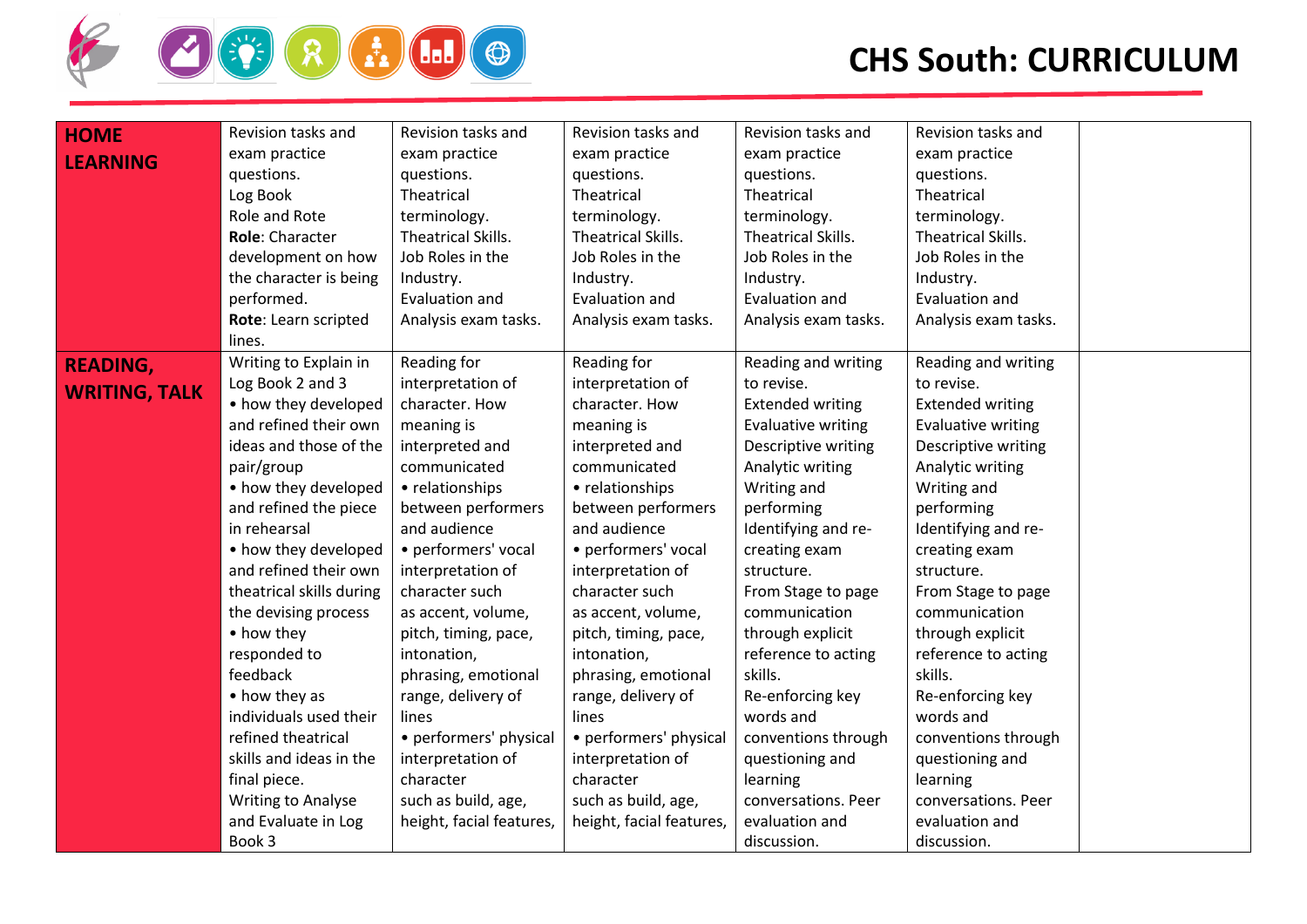# CHS South: CURRICULUM

| | | | | | | |
|---|---|---|---|---|---|---|
| **HOME LEARNING** | Revision tasks and exam practice questions.<br>Log Book<br>Role and Rote<br>**Role**: Character development on how the character is being performed.<br>**Rote**: Learn scripted lines. | Revision tasks and exam practice questions.<br>Theatrical terminology.<br>Theatrical Skills.<br>Job Roles in the Industry.<br>Evaluation and Analysis exam tasks. | Revision tasks and exam practice questions.<br>Theatrical terminology.<br>Theatrical Skills.<br>Job Roles in the Industry.<br>Evaluation and Analysis exam tasks. | Revision tasks and exam practice questions.<br>Theatrical terminology.<br>Theatrical Skills.<br>Job Roles in the Industry.<br>Evaluation and Analysis exam tasks. | Revision tasks and exam practice questions.<br>Theatrical terminology.<br>Theatrical Skills.<br>Job Roles in the Industry.<br>Evaluation and Analysis exam tasks. | |
| **READING, WRITING, TALK** | Writing to Explain in Log Book 2 and 3<br>• how they developed and refined their own ideas and those of the pair/group<br>• how they developed and refined the piece in rehearsal<br>• how they developed and refined their own theatrical skills during the devising process<br>• how they responded to feedback<br>• how they as individuals used their refined theatrical skills and ideas in the final piece.<br>Writing to Analyse and Evaluate in Log Book 3 | Reading for interpretation of character. How meaning is interpreted and communicated<br>• relationships between performers and audience<br>• performers' vocal interpretation of character such as accent, volume, pitch, timing, pace, intonation, phrasing, emotional range, delivery of lines<br>• performers' physical interpretation of character such as build, age, height, facial features, | Reading for interpretation of character. How meaning is interpreted and communicated<br>• relationships between performers and audience<br>• performers' vocal interpretation of character such as accent, volume, pitch, timing, pace, intonation, phrasing, emotional range, delivery of lines<br>• performers' physical interpretation of character such as build, age, height, facial features, | Reading and writing to revise.<br>Extended writing<br>Evaluative writing<br>Descriptive writing<br>Analytic writing<br>Writing and performing<br>Identifying and re-creating exam structure.<br>From Stage to page communication through explicit reference to acting skills.<br>Re-enforcing key words and conventions through questioning and learning conversations. Peer evaluation and discussion. | Reading and writing to revise.<br>Extended writing<br>Evaluative writing<br>Descriptive writing<br>Analytic writing<br>Writing and performing<br>Identifying and re-creating exam structure.<br>From Stage to page communication through explicit reference to acting skills.<br>Re-enforcing key words and conventions through questioning and learning conversations. Peer evaluation and discussion. | |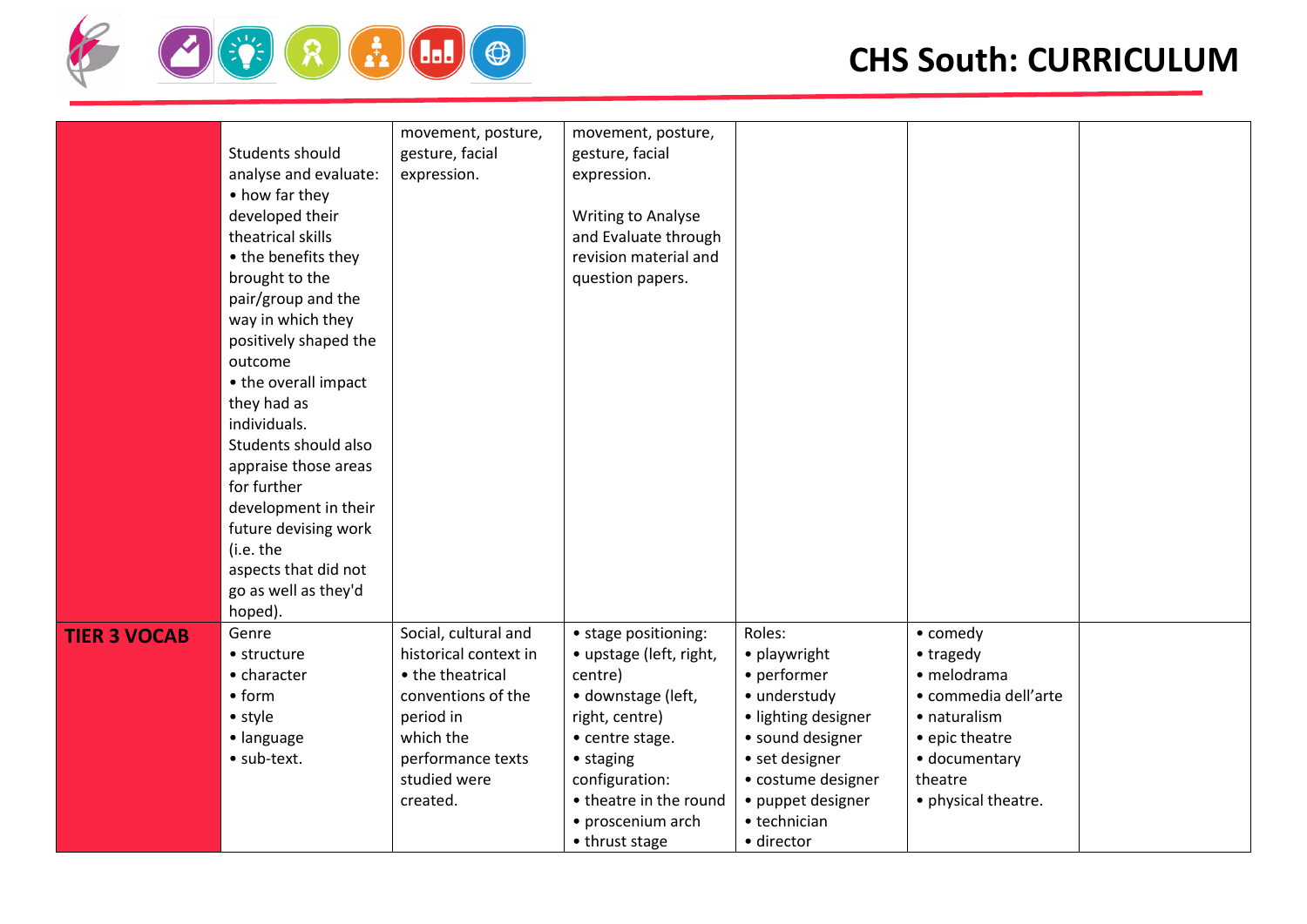| | | | | | | |
|---|---|---|---|---|---|---|
| | Students should analyse and evaluate:<br>• how far they developed their theatrical skills<br>• the benefits they brought to the pair/group and the way in which they positively shaped the outcome<br>• the overall impact they had as individuals.<br>Students should also appraise those areas for further development in their future devising work (i.e. the aspects that did not go as well as they'd hoped). | movement, posture, gesture, facial expression. | movement, posture, gesture, facial expression.<br><br>Writing to Analyse and Evaluate through revision material and question papers. | | | |
| **TIER 3 VOCAB** | Genre<br>• structure<br>• character<br>• form<br>• style<br>• language<br>• sub-text. | Social, cultural and historical context in<br>• the theatrical conventions of the period in which the performance texts studied were created. | • stage positioning:<br>• upstage (left, right, centre)<br>• downstage (left, right, centre)<br>• centre stage.<br>• staging configuration:<br>• theatre in the round<br>• proscenium arch<br>• thrust stage | Roles:<br>• playwright<br>• performer<br>• understudy<br>• lighting designer<br>• sound designer<br>• set designer<br>• costume designer<br>• puppet designer<br>• technician<br>• director | • comedy<br>• tragedy<br>• melodrama<br>• commedia dell'arte<br>• naturalism<br>• epic theatre<br>• documentary theatre<br>• physical theatre. | |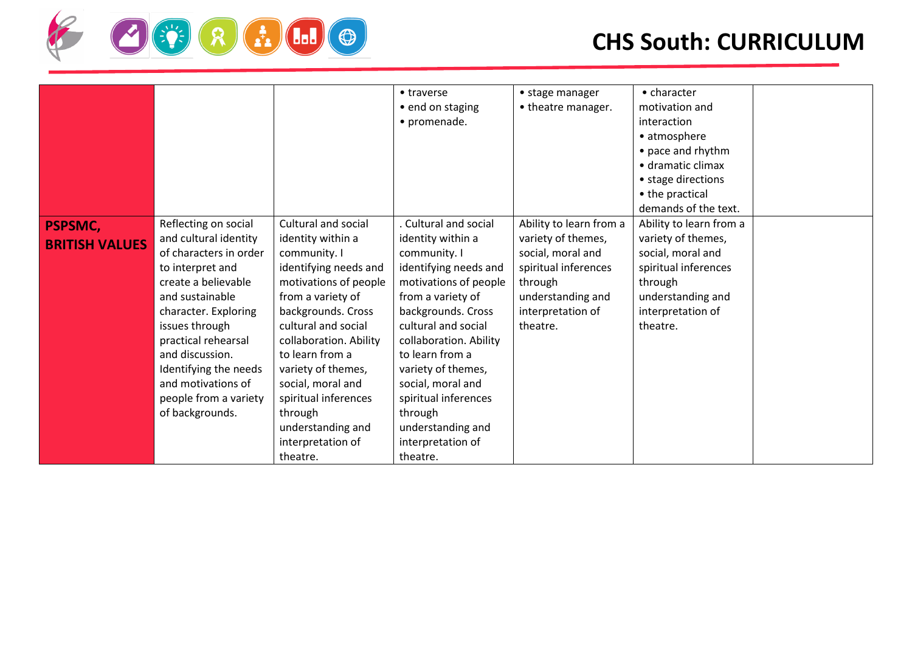| | | | | | | |
|---|---|---|---|---|---|---|
| | | | • traverse<br>• end on staging<br>• promenade. | • stage manager<br>• theatre manager. | • character motivation and interaction<br>• atmosphere<br>• pace and rhythm<br>• dramatic climax<br>• stage directions<br>• the practical demands of the text. | |
| **PSPSMC, BRITISH VALUES** | Reflecting on social and cultural identity of characters in order to interpret and create a believable and sustainable character. Exploring issues through practical rehearsal and discussion. Identifying the needs and motivations of people from a variety of backgrounds. | Cultural and social identity within a community. I identifying needs and motivations of people from a variety of backgrounds. Cross cultural and social collaboration. Ability to learn from a variety of themes, social, moral and spiritual inferences through understanding and interpretation of theatre. | . Cultural and social identity within a community. I identifying needs and motivations of people from a variety of backgrounds. Cross cultural and social collaboration. Ability to learn from a variety of themes, social, moral and spiritual inferences through understanding and interpretation of theatre. | Ability to learn from a variety of themes, social, moral and spiritual inferences through understanding and interpretation of theatre. | Ability to learn from a variety of themes, social, moral and spiritual inferences through understanding and interpretation of theatre. | |